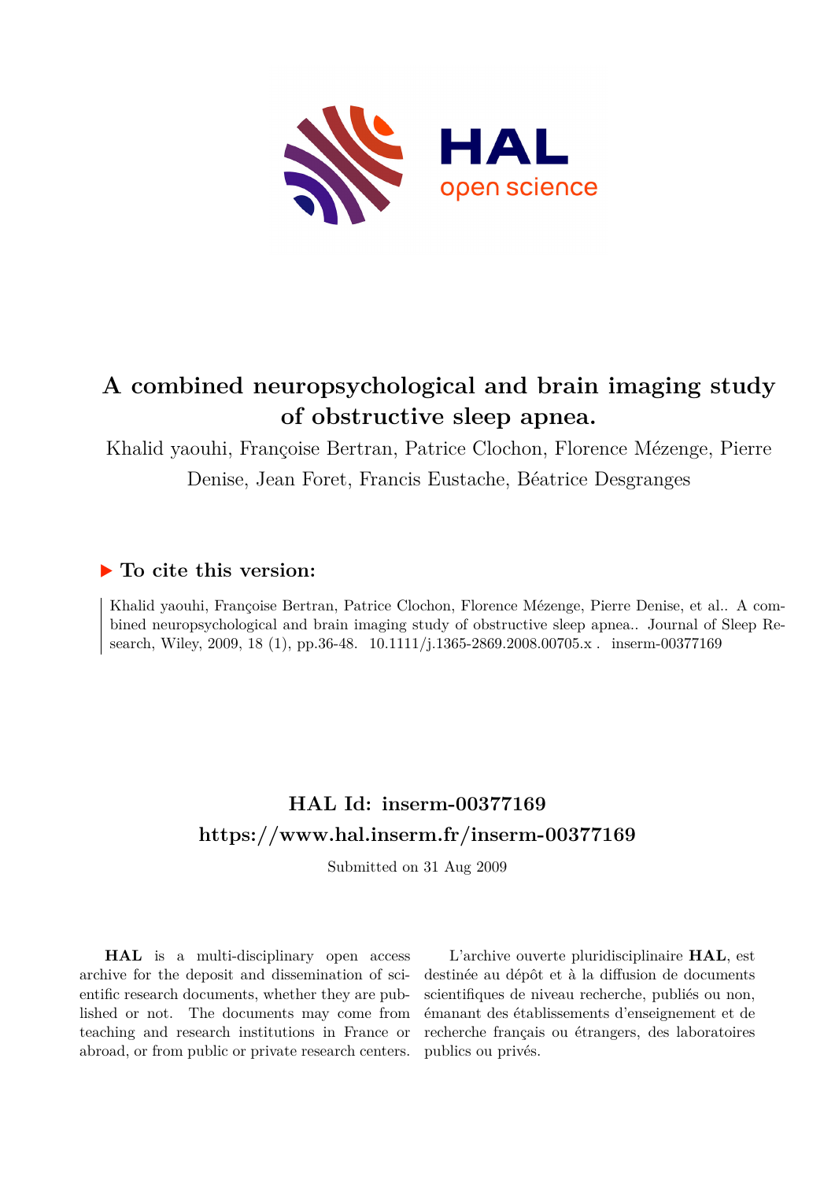# A combined neuropsychological and brain imaging study of obstructive sleep apnea.

Khalid yaouhi, Françoise Bertran, Patrice Clochon, Florence Mézenge, Pierre Denise, Jean Foret, Francis Eustache, Béatrice Desgranges

## ▶ To cite this version:

Khalid yaouhi, Françoise Bertran, Patrice Clochon, Florence Mézenge, Pierre Denise, et al.. A combined neuropsychological and brain imaging study of obstructive sleep apnea.. Journal of Sleep Research, Wiley, 2009, 18 (1), pp.36-48. 10.1111/j.1365-2869.2008.00705.x . inserm-00377169

## HAL Id: inserm-00377169

## https://www.hal.inserm.fr/inserm-00377169

Submitted on 31 Aug 2009

**HAL** is a multi-disciplinary open access archive for the deposit and dissemination of scientific research documents, whether they are published or not. The documents may come from teaching and research institutions in France or abroad, or from public or private research centers.

L'archive ouverte pluridisciplinaire **HAL**, est destinée au dépôt et à la diffusion de documents scientifiques de niveau recherche, publiés ou non, émanant des établissements d'enseignement et de recherche français ou étrangers, des laboratoires publics ou privés.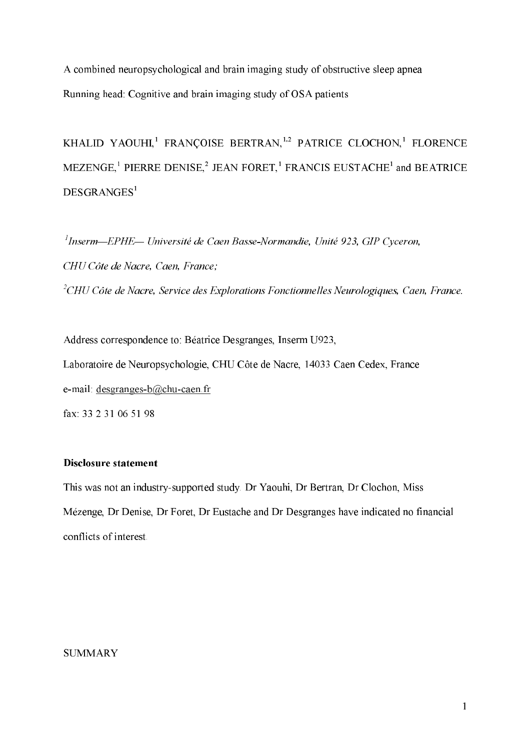A combined neuropsychological and brain imaging study of obstructive sleep apnea

Running head: Cognitive and brain imaging study of OSA patients

KHALID YAOUHI,[1] FRANÇOISE BERTRAN,[1,2] PATRICE CLOCHON,[1] FLORENCE MEZENGE,[1] PIERRE DENISE,[2] JEAN FORET,[1] FRANCIS EUSTACHE[1] and BEATRICE DESGRANGES[1]

[1]*Inserm—EPHE— Université de Caen Basse-Normandie, Unité 923, GIP Cyceron, CHU Côte de Nacre, Caen, France;*

[2]*CHU Côte de Nacre, Service des Explorations Fonctionnelles Neurologiques, Caen, France.*

Address correspondence to: Béatrice Desgranges, Inserm U923,

Laboratoire de Neuropsychologie, CHU Côte de Nacre, 14033 Caen Cedex, France

e-mail: desgranges-b@chu-caen.fr

fax: 33 2 31 06 51 98

**Disclosure statement**

This was not an industry-supported study. Dr Yaouhi, Dr Bertran, Dr Clochon, Miss Mézenge, Dr Denise, Dr Foret, Dr Eustache and Dr Desgranges have indicated no financial conflicts of interest.

SUMMARY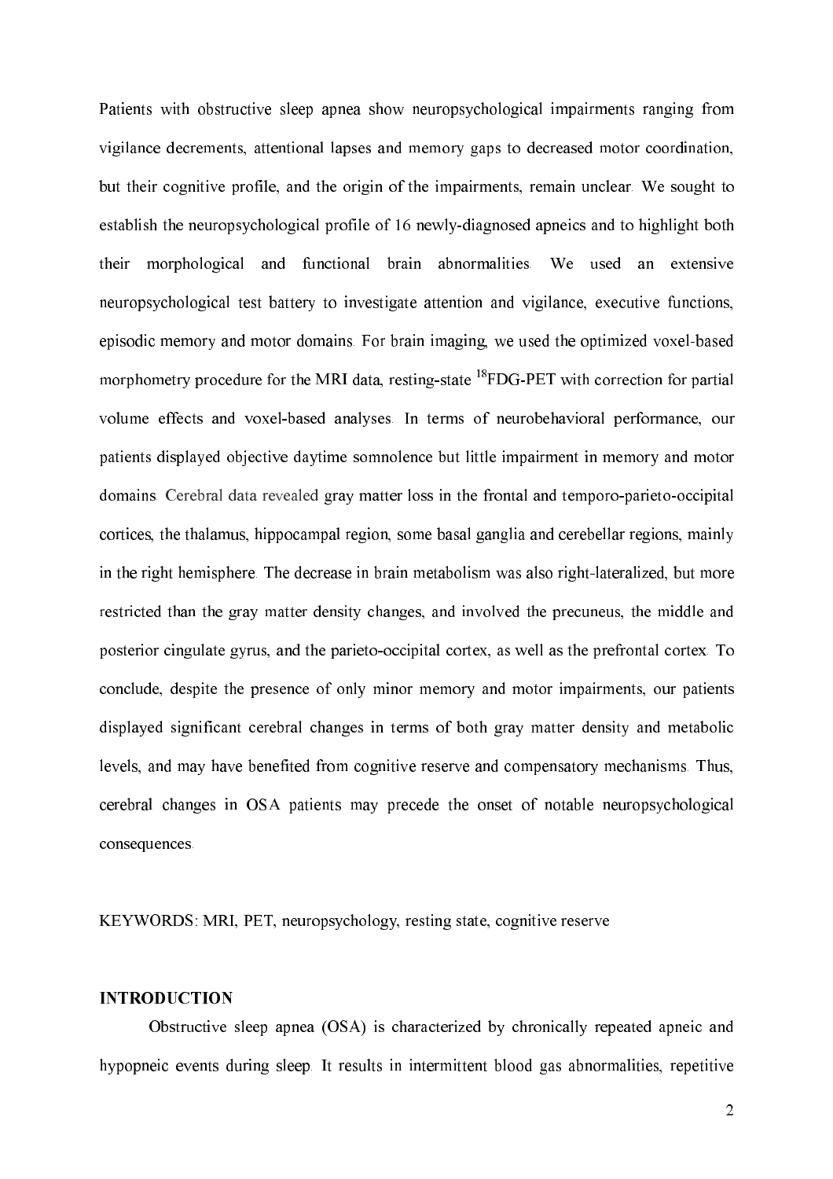Patients with obstructive sleep apnea show neuropsychological impairments ranging from vigilance decrements, attentional lapses and memory gaps to decreased motor coordination, but their cognitive profile, and the origin of the impairments, remain unclear. We sought to establish the neuropsychological profile of 16 newly-diagnosed apneics and to highlight both their morphological and functional brain abnormalities. We used an extensive neuropsychological test battery to investigate attention and vigilance, executive functions, episodic memory and motor domains. For brain imaging, we used the optimized voxel-based morphometry procedure for the MRI data, resting-state $^{18}$FDG-PET with correction for partial volume effects and voxel-based analyses. In terms of neurobehavioral performance, our patients displayed objective daytime somnolence but little impairment in memory and motor domains. Cerebral data revealed gray matter loss in the frontal and temporo-parieto-occipital cortices, the thalamus, hippocampal region, some basal ganglia and cerebellar regions, mainly in the right hemisphere. The decrease in brain metabolism was also right-lateralized, but more restricted than the gray matter density changes, and involved the precuneus, the middle and posterior cingulate gyrus, and the parieto-occipital cortex, as well as the prefrontal cortex. To conclude, despite the presence of only minor memory and motor impairments, our patients displayed significant cerebral changes in terms of both gray matter density and metabolic levels, and may have benefited from cognitive reserve and compensatory mechanisms. Thus, cerebral changes in OSA patients may precede the onset of notable neuropsychological consequences.

KEYWORDS: MRI, PET, neuropsychology, resting state, cognitive reserve

## INTRODUCTION

Obstructive sleep apnea (OSA) is characterized by chronically repeated apneic and hypopneic events during sleep. It results in intermittent blood gas abnormalities, repetitive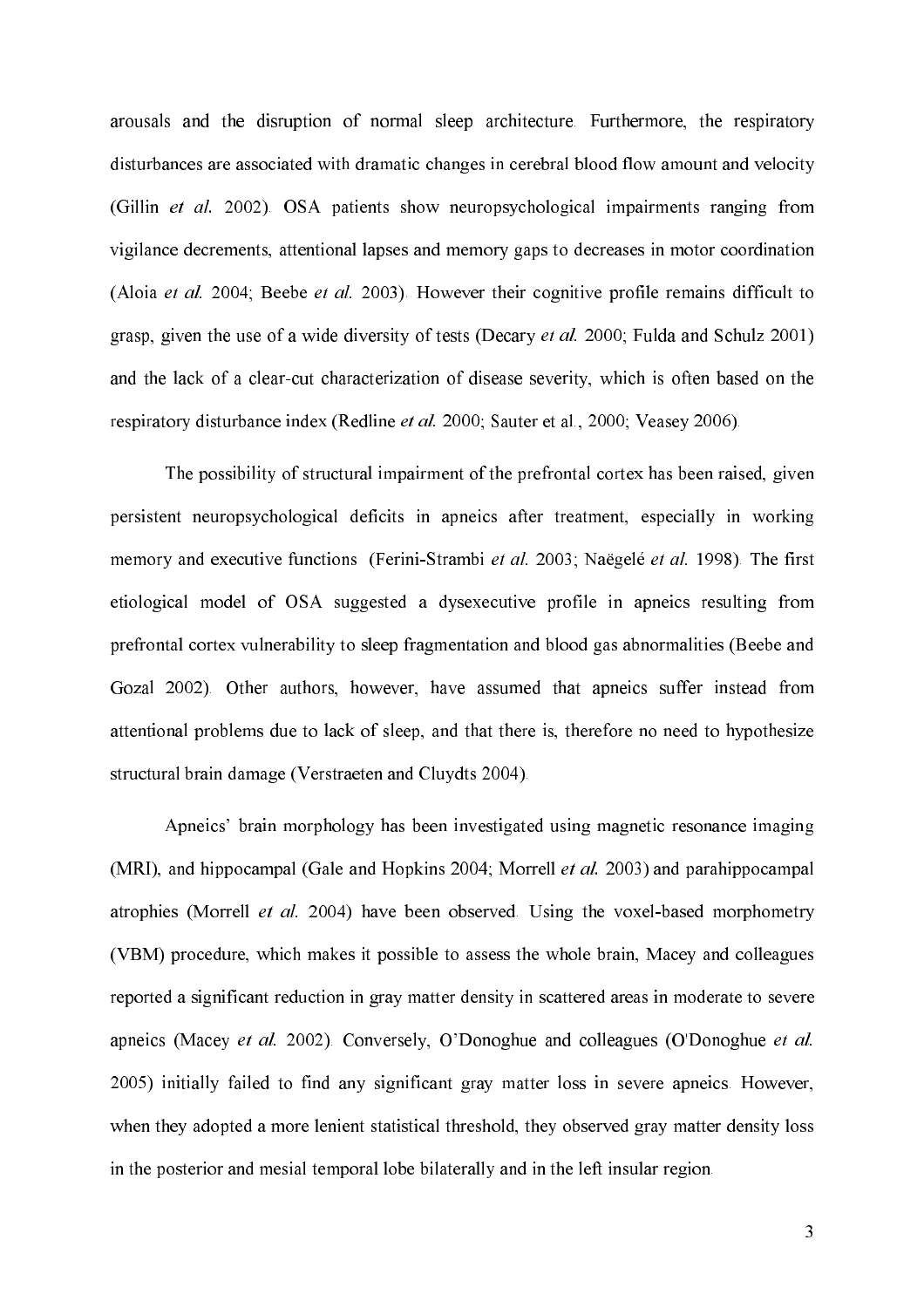arousals and the disruption of normal sleep architecture. Furthermore, the respiratory disturbances are associated with dramatic changes in cerebral blood flow amount and velocity (Gillin *et al.* 2002). OSA patients show neuropsychological impairments ranging from vigilance decrements, attentional lapses and memory gaps to decreases in motor coordination (Aloia *et al.* 2004; Beebe *et al.* 2003). However their cognitive profile remains difficult to grasp, given the use of a wide diversity of tests (Decary *et al.* 2000; Fulda and Schulz 2001) and the lack of a clear-cut characterization of disease severity, which is often based on the respiratory disturbance index (Redline *et al.* 2000; Sauter et al., 2000; Veasey 2006).

The possibility of structural impairment of the prefrontal cortex has been raised, given persistent neuropsychological deficits in apneics after treatment, especially in working memory and executive functions (Ferini-Strambi *et al.* 2003; Naëgelé *et al.* 1998). The first etiological model of OSA suggested a dysexecutive profile in apneics resulting from prefrontal cortex vulnerability to sleep fragmentation and blood gas abnormalities (Beebe and Gozal 2002). Other authors, however, have assumed that apneics suffer instead from attentional problems due to lack of sleep, and that there is, therefore no need to hypothesize structural brain damage (Verstraeten and Cluydts 2004).

Apneics' brain morphology has been investigated using magnetic resonance imaging (MRI), and hippocampal (Gale and Hopkins 2004; Morrell *et al.* 2003) and parahippocampal atrophies (Morrell *et al.* 2004) have been observed. Using the voxel-based morphometry (VBM) procedure, which makes it possible to assess the whole brain, Macey and colleagues reported a significant reduction in gray matter density in scattered areas in moderate to severe apneics (Macey *et al.* 2002). Conversely, O'Donoghue and colleagues (O'Donoghue *et al.* 2005) initially failed to find any significant gray matter loss in severe apneics. However, when they adopted a more lenient statistical threshold, they observed gray matter density loss in the posterior and mesial temporal lobe bilaterally and in the left insular region.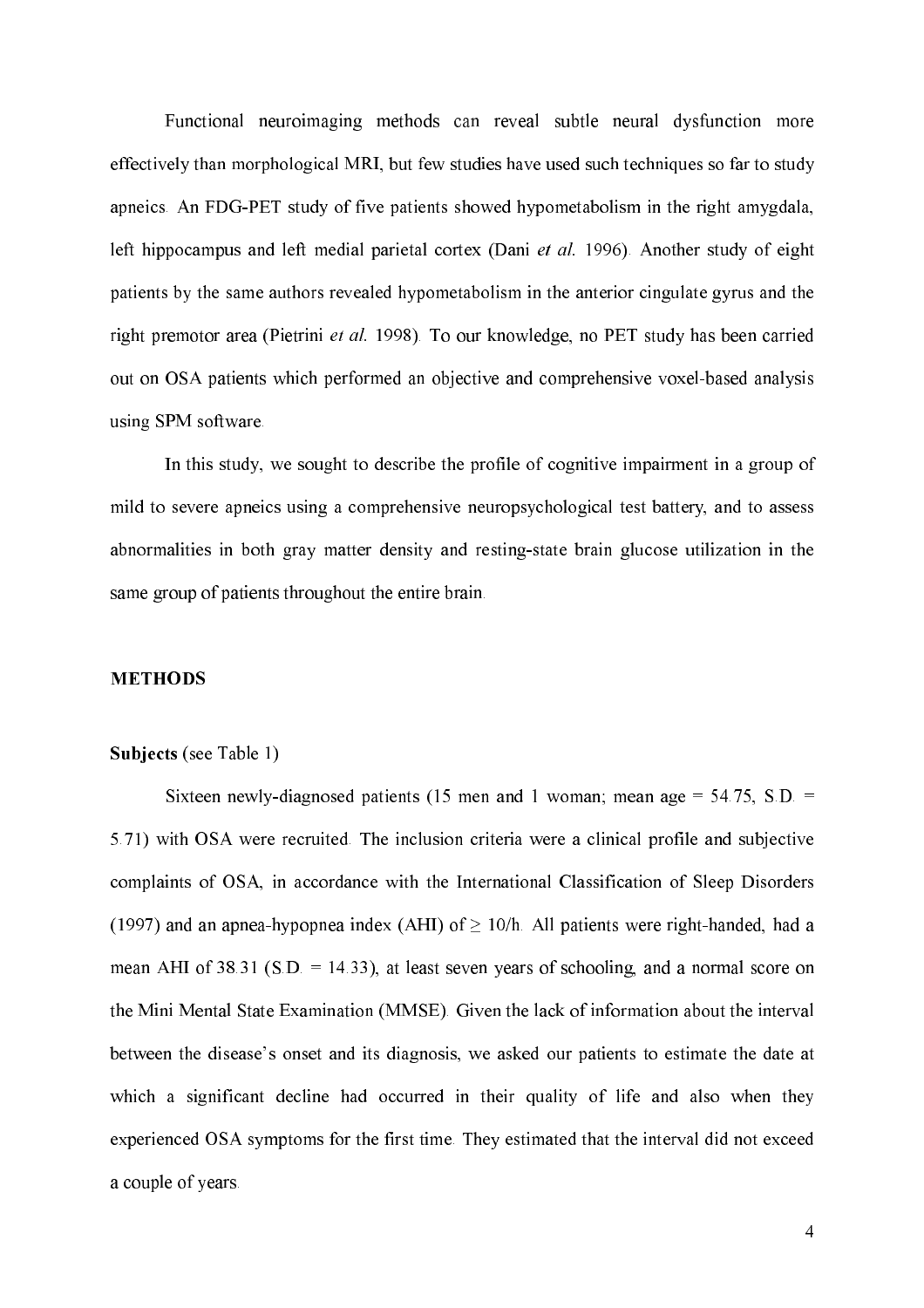Functional neuroimaging methods can reveal subtle neural dysfunction more effectively than morphological MRI, but few studies have used such techniques so far to study apneics. An FDG-PET study of five patients showed hypometabolism in the right amygdala, left hippocampus and left medial parietal cortex (Dani *et al.* 1996). Another study of eight patients by the same authors revealed hypometabolism in the anterior cingulate gyrus and the right premotor area (Pietrini *et al.* 1998). To our knowledge, no PET study has been carried out on OSA patients which performed an objective and comprehensive voxel-based analysis using SPM software.

In this study, we sought to describe the profile of cognitive impairment in a group of mild to severe apneics using a comprehensive neuropsychological test battery, and to assess abnormalities in both gray matter density and resting-state brain glucose utilization in the same group of patients throughout the entire brain.

## METHODS

**Subjects** (see Table 1)

Sixteen newly-diagnosed patients (15 men and 1 woman; mean age = 54.75, S.D. = 5.71) with OSA were recruited. The inclusion criteria were a clinical profile and subjective complaints of OSA, in accordance with the International Classification of Sleep Disorders (1997) and an apnea-hypopnea index (AHI) of $\geq$ 10/h. All patients were right-handed, had a mean AHI of 38.31 (S.D. = 14.33), at least seven years of schooling, and a normal score on the Mini Mental State Examination (MMSE). Given the lack of information about the interval between the disease's onset and its diagnosis, we asked our patients to estimate the date at which a significant decline had occurred in their quality of life and also when they experienced OSA symptoms for the first time. They estimated that the interval did not exceed a couple of years.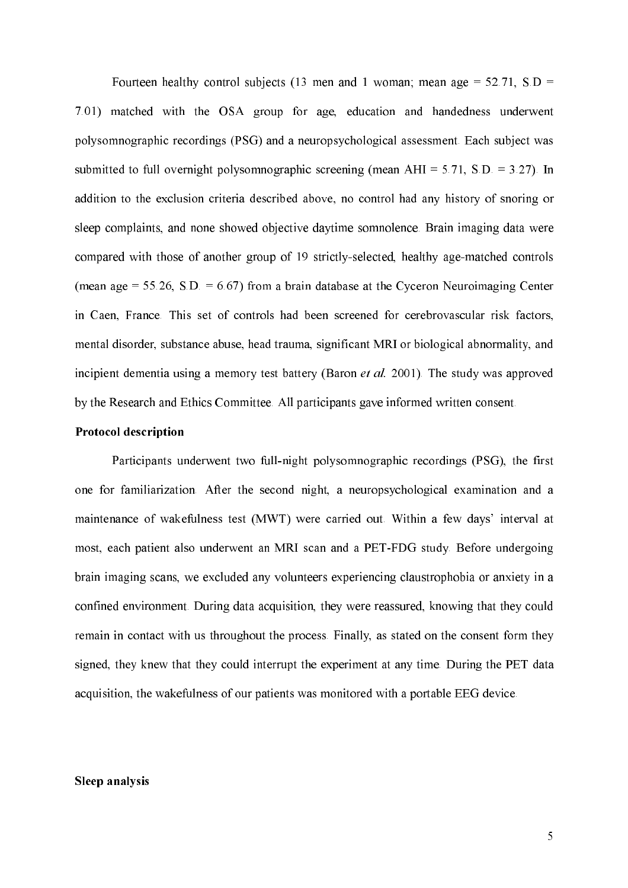Fourteen healthy control subjects (13 men and 1 woman; mean age = 52.71, S.D = 7.01) matched with the OSA group for age, education and handedness underwent polysomnographic recordings (PSG) and a neuropsychological assessment. Each subject was submitted to full overnight polysomnographic screening (mean AHI = 5.71, S.D. = 3.27). In addition to the exclusion criteria described above, no control had any history of snoring or sleep complaints, and none showed objective daytime somnolence. Brain imaging data were compared with those of another group of 19 strictly-selected, healthy age-matched controls (mean age = 55.26, S.D. = 6.67) from a brain database at the Cyceron Neuroimaging Center in Caen, France. This set of controls had been screened for cerebrovascular risk factors, mental disorder, substance abuse, head trauma, significant MRI or biological abnormality, and incipient dementia using a memory test battery (Baron *et al.* 2001). The study was approved by the Research and Ethics Committee. All participants gave informed written consent.

**Protocol description**

Participants underwent two full-night polysomnographic recordings (PSG), the first one for familiarization. After the second night, a neuropsychological examination and a maintenance of wakefulness test (MWT) were carried out. Within a few days' interval at most, each patient also underwent an MRI scan and a PET-FDG study. Before undergoing brain imaging scans, we excluded any volunteers experiencing claustrophobia or anxiety in a confined environment. During data acquisition, they were reassured, knowing that they could remain in contact with us throughout the process. Finally, as stated on the consent form they signed, they knew that they could interrupt the experiment at any time. During the PET data acquisition, the wakefulness of our patients was monitored with a portable EEG device.

**Sleep analysis**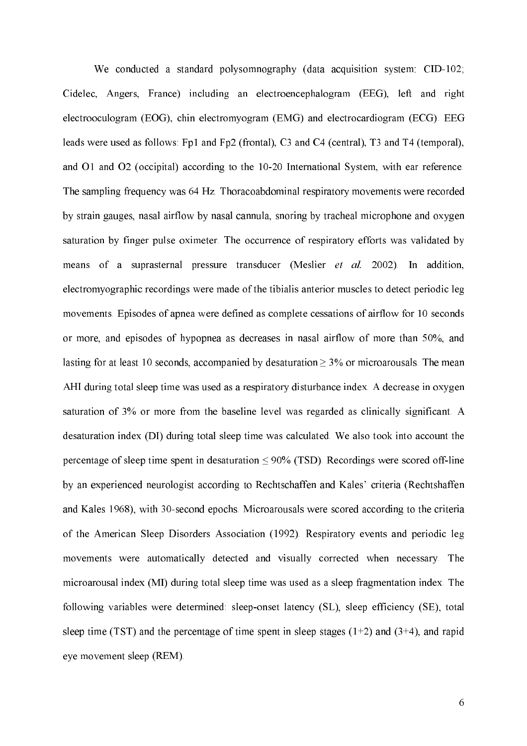We conducted a standard polysomnography (data acquisition system: CID-102; Cidelec, Angers, France) including an electroencephalogram (EEG), left and right electrooculogram (EOG), chin electromyogram (EMG) and electrocardiogram (ECG). EEG leads were used as follows: Fp1 and Fp2 (frontal), C3 and C4 (central), T3 and T4 (temporal), and O1 and O2 (occipital) according to the 10-20 International System, with ear reference. The sampling frequency was 64 Hz. Thoracoabdominal respiratory movements were recorded by strain gauges, nasal airflow by nasal cannula, snoring by tracheal microphone and oxygen saturation by finger pulse oximeter. The occurrence of respiratory efforts was validated by means of a suprasternal pressure transducer (Meslier *et al.* 2002). In addition, electromyographic recordings were made of the tibialis anterior muscles to detect periodic leg movements. Episodes of apnea were defined as complete cessations of airflow for 10 seconds or more, and episodes of hypopnea as decreases in nasal airflow of more than 50%, and lasting for at least 10 seconds, accompanied by desaturation $\geq$ 3% or microarousals. The mean AHI during total sleep time was used as a respiratory disturbance index. A decrease in oxygen saturation of 3% or more from the baseline level was regarded as clinically significant. A desaturation index (DI) during total sleep time was calculated. We also took into account the percentage of sleep time spent in desaturation $\leq$ 90% (TSD). Recordings were scored off-line by an experienced neurologist according to Rechtschaffen and Kales' criteria (Rechtshaffen and Kales 1968), with 30-second epochs. Microarousals were scored according to the criteria of the American Sleep Disorders Association (1992). Respiratory events and periodic leg movements were automatically detected and visually corrected when necessary. The microarousal index (MI) during total sleep time was used as a sleep fragmentation index. The following variables were determined: sleep-onset latency (SL), sleep efficiency (SE), total sleep time (TST) and the percentage of time spent in sleep stages (1+2) and (3+4), and rapid eye movement sleep (REM).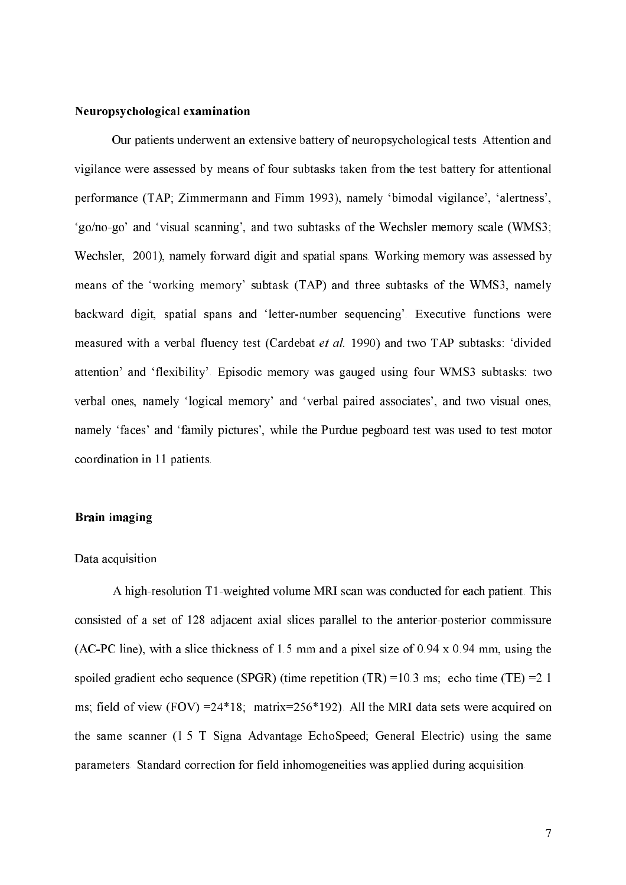**Neuropsychological examination**

Our patients underwent an extensive battery of neuropsychological tests. Attention and vigilance were assessed by means of four subtasks taken from the test battery for attentional performance (TAP; Zimmermann and Fimm 1993), namely 'bimodal vigilance', 'alertness', 'go/no-go' and 'visual scanning', and two subtasks of the Wechsler memory scale (WMS3; Wechsler, 2001), namely forward digit and spatial spans. Working memory was assessed by means of the 'working memory' subtask (TAP) and three subtasks of the WMS3, namely backward digit, spatial spans and 'letter-number sequencing'. Executive functions were measured with a verbal fluency test (Cardebat *et al.* 1990) and two TAP subtasks: 'divided attention' and 'flexibility'. Episodic memory was gauged using four WMS3 subtasks: two verbal ones, namely 'logical memory' and 'verbal paired associates', and two visual ones, namely 'faces' and 'family pictures', while the Purdue pegboard test was used to test motor coordination in 11 patients.

**Brain imaging**

Data acquisition

A high-resolution T1-weighted volume MRI scan was conducted for each patient. This consisted of a set of 128 adjacent axial slices parallel to the anterior-posterior commissure (AC-PC line), with a slice thickness of 1.5 mm and a pixel size of 0.94 x 0.94 mm, using the spoiled gradient echo sequence (SPGR) (time repetition (TR) =10.3 ms; echo time (TE) =2.1 ms; field of view (FOV) =24*18; matrix=256*192). All the MRI data sets were acquired on the same scanner (1.5 T Signa Advantage EchoSpeed; General Electric) using the same parameters. Standard correction for field inhomogeneities was applied during acquisition.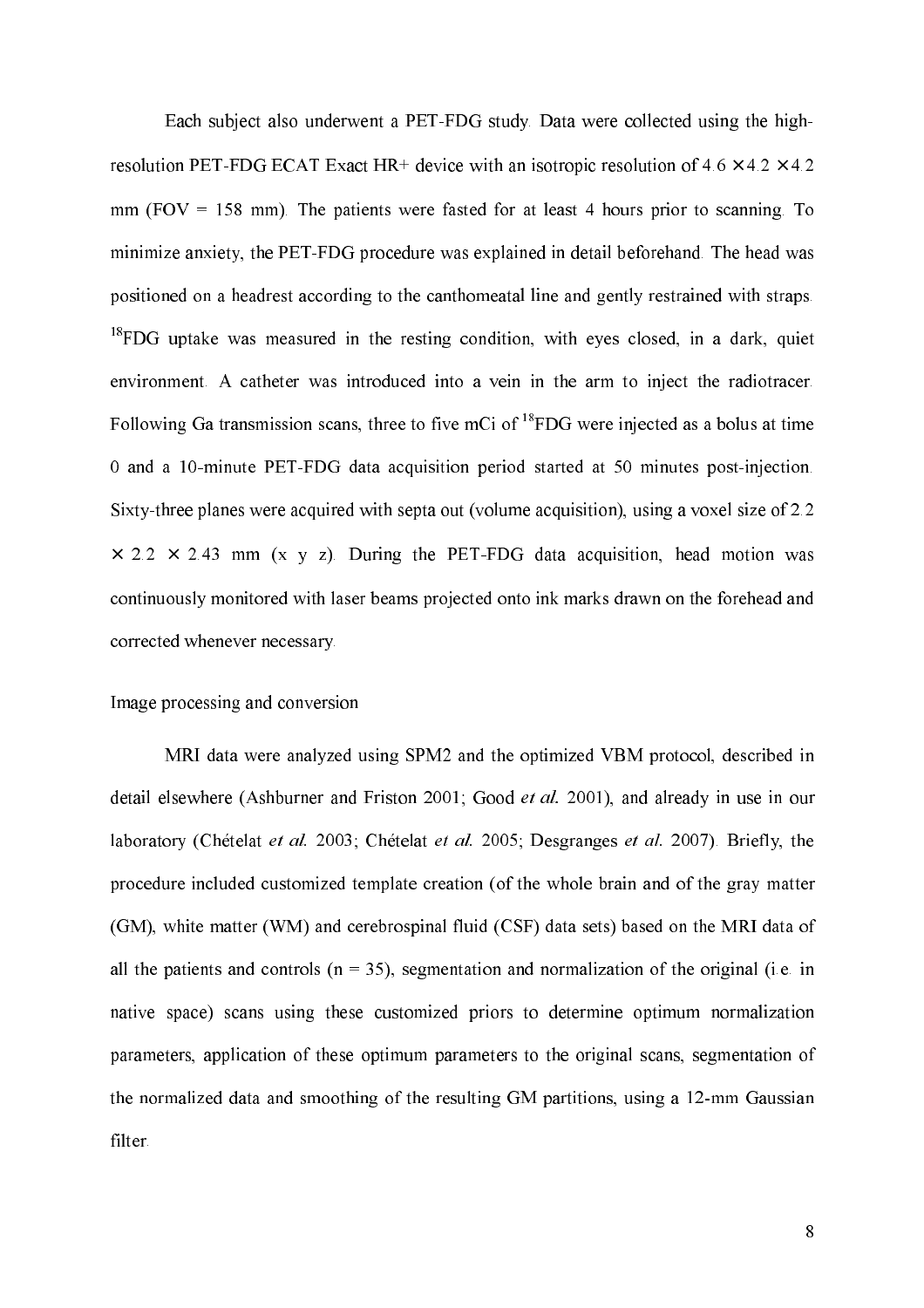Each subject also underwent a PET-FDG study. Data were collected using the high-resolution PET-FDG ECAT Exact HR+ device with an isotropic resolution of 4.6 × 4.2 × 4.2 mm (FOV = 158 mm). The patients were fasted for at least 4 hours prior to scanning. To minimize anxiety, the PET-FDG procedure was explained in detail beforehand. The head was positioned on a headrest according to the canthomeatal line and gently restrained with straps. $^{18}$FDG uptake was measured in the resting condition, with eyes closed, in a dark, quiet environment. A catheter was introduced into a vein in the arm to inject the radiotracer. Following Ga transmission scans, three to five mCi of $^{18}$FDG were injected as a bolus at time 0 and a 10-minute PET-FDG data acquisition period started at 50 minutes post-injection. Sixty-three planes were acquired with septa out (volume acquisition), using a voxel size of 2.2 × 2.2 × 2.43 mm (x y z). During the PET-FDG data acquisition, head motion was continuously monitored with laser beams projected onto ink marks drawn on the forehead and corrected whenever necessary.

Image processing and conversion

MRI data were analyzed using SPM2 and the optimized VBM protocol, described in detail elsewhere (Ashburner and Friston 2001; Good *et al.* 2001), and already in use in our laboratory (Chételat *et al.* 2003; Chételat *et al.* 2005; Desgranges *et al.* 2007). Briefly, the procedure included customized template creation (of the whole brain and of the gray matter (GM), white matter (WM) and cerebrospinal fluid (CSF) data sets) based on the MRI data of all the patients and controls (n = 35), segmentation and normalization of the original (i.e. in native space) scans using these customized priors to determine optimum normalization parameters, application of these optimum parameters to the original scans, segmentation of the normalized data and smoothing of the resulting GM partitions, using a 12-mm Gaussian filter.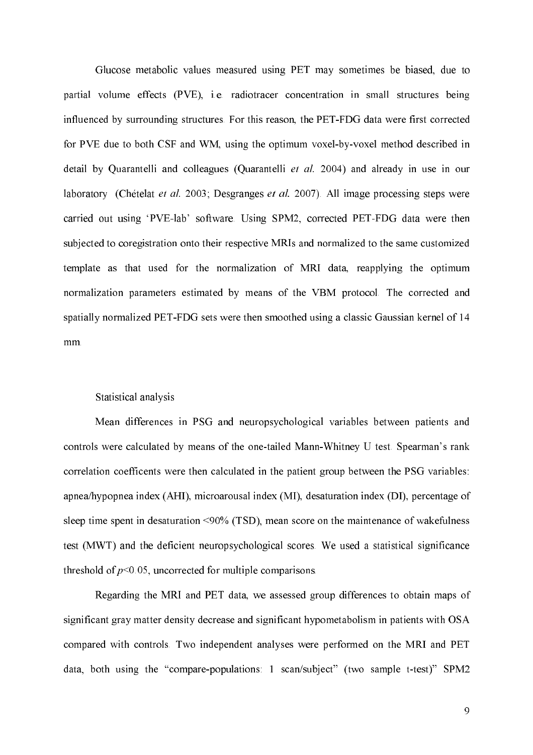Glucose metabolic values measured using PET may sometimes be biased, due to partial volume effects (PVE), i.e. radiotracer concentration in small structures being influenced by surrounding structures. For this reason, the PET-FDG data were first corrected for PVE due to both CSF and WM, using the optimum voxel-by-voxel method described in detail by Quarantelli and colleagues (Quarantelli *et al.* 2004) and already in use in our laboratory (Chételat *et al.* 2003; Desgranges *et al.* 2007). All image processing steps were carried out using 'PVE-lab' software. Using SPM2, corrected PET-FDG data were then subjected to coregistration onto their respective MRIs and normalized to the same customized template as that used for the normalization of MRI data, reapplying the optimum normalization parameters estimated by means of the VBM protocol. The corrected and spatially normalized PET-FDG sets were then smoothed using a classic Gaussian kernel of 14 mm.

## Statistical analysis

Mean differences in PSG and neuropsychological variables between patients and controls were calculated by means of the one-tailed Mann-Whitney U test. Spearman's rank correlation coefficents were then calculated in the patient group between the PSG variables: apnea/hypopnea index (AHI), microarousal index (MI), desaturation index (DI), percentage of sleep time spent in desaturation <90% (TSD), mean score on the maintenance of wakefulness test (MWT) and the deficient neuropsychological scores. We used a statistical significance threshold of $p<0.05$, uncorrected for multiple comparisons.

Regarding the MRI and PET data, we assessed group differences to obtain maps of significant gray matter density decrease and significant hypometabolism in patients with OSA compared with controls. Two independent analyses were performed on the MRI and PET data, both using the "compare-populations: 1 scan/subject" (two sample t-test)" SPM2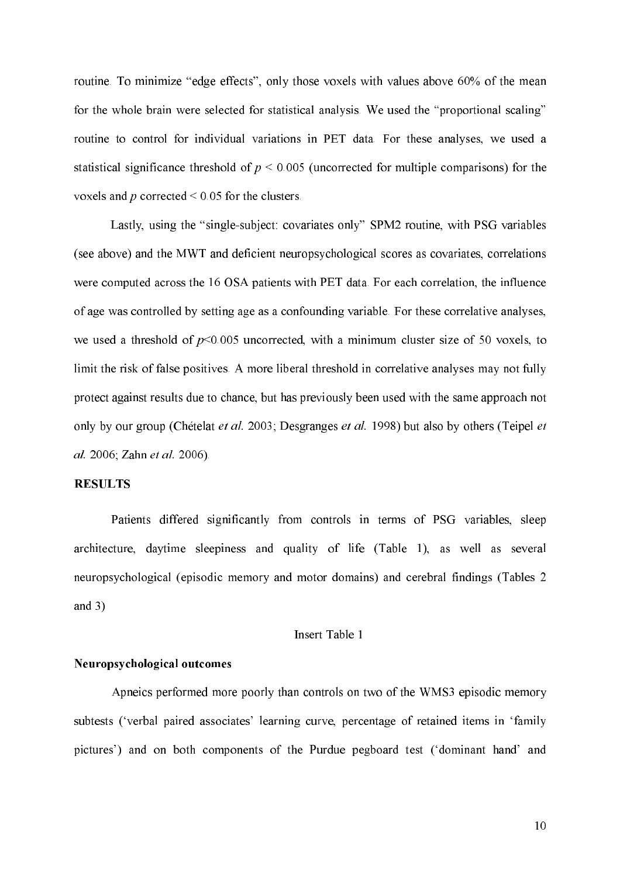routine. To minimize "edge effects", only those voxels with values above 60% of the mean for the whole brain were selected for statistical analysis. We used the "proportional scaling" routine to control for individual variations in PET data. For these analyses, we used a statistical significance threshold of $p < 0.005$ (uncorrected for multiple comparisons) for the voxels and $p$ corrected < 0.05 for the clusters.

Lastly, using the "single-subject: covariates only" SPM2 routine, with PSG variables (see above) and the MWT and deficient neuropsychological scores as covariates, correlations were computed across the 16 OSA patients with PET data. For each correlation, the influence of age was controlled by setting age as a confounding variable. For these correlative analyses, we used a threshold of $p<0.005$ uncorrected, with a minimum cluster size of 50 voxels, to limit the risk of false positives. A more liberal threshold in correlative analyses may not fully protect against results due to chance, but has previously been used with the same approach not only by our group (Chételat *et al.* 2003; Desgranges *et al.* 1998) but also by others (Teipel *et al.* 2006; Zahn *et al.* 2006).

## RESULTS

Patients differed significantly from controls in terms of PSG variables, sleep architecture, daytime sleepiness and quality of life (Table 1), as well as several neuropsychological (episodic memory and motor domains) and cerebral findings (Tables 2 and 3)

Insert Table 1

### Neuropsychological outcomes

Apneics performed more poorly than controls on two of the WMS3 episodic memory subtests ('verbal paired associates' learning curve, percentage of retained items in 'family pictures') and on both components of the Purdue pegboard test ('dominant hand' and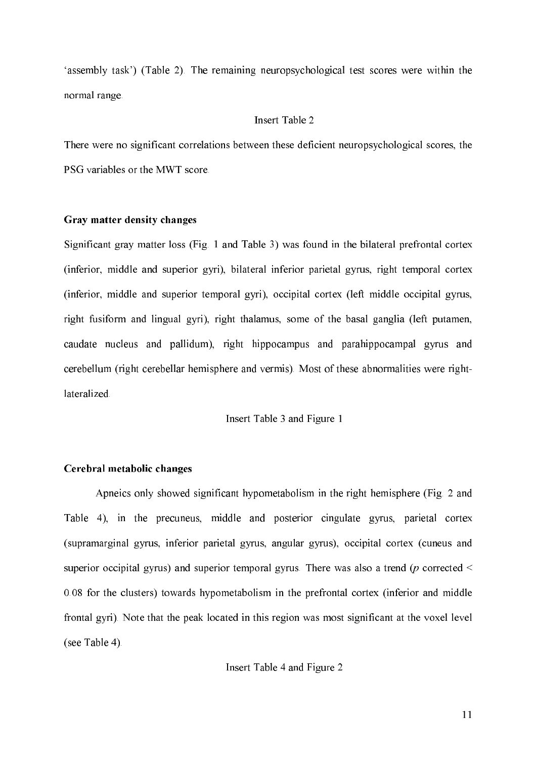‘assembly task’) (Table 2). The remaining neuropsychological test scores were within the normal range.

Insert Table 2

There were no significant correlations between these deficient neuropsychological scores, the PSG variables or the MWT score.

**Gray matter density changes**

Significant gray matter loss (Fig. 1 and Table 3) was found in the bilateral prefrontal cortex (inferior, middle and superior gyri), bilateral inferior parietal gyrus, right temporal cortex (inferior, middle and superior temporal gyri), occipital cortex (left middle occipital gyrus, right fusiform and lingual gyri), right thalamus, some of the basal ganglia (left putamen, caudate nucleus and pallidum), right hippocampus and parahippocampal gyrus and cerebellum (right cerebellar hemisphere and vermis). Most of these abnormalities were right-lateralized.

Insert Table 3 and Figure 1

**Cerebral metabolic changes**

Apneics only showed significant hypometabolism in the right hemisphere (Fig. 2 and Table 4), in the precuneus, middle and posterior cingulate gyrus, parietal cortex (supramarginal gyrus, inferior parietal gyrus, angular gyrus), occipital cortex (cuneus and superior occipital gyrus) and superior temporal gyrus. There was also a trend ($p$ corrected $<$ 0.08 for the clusters) towards hypometabolism in the prefrontal cortex (inferior and middle frontal gyri). Note that the peak located in this region was most significant at the voxel level (see Table 4).

Insert Table 4 and Figure 2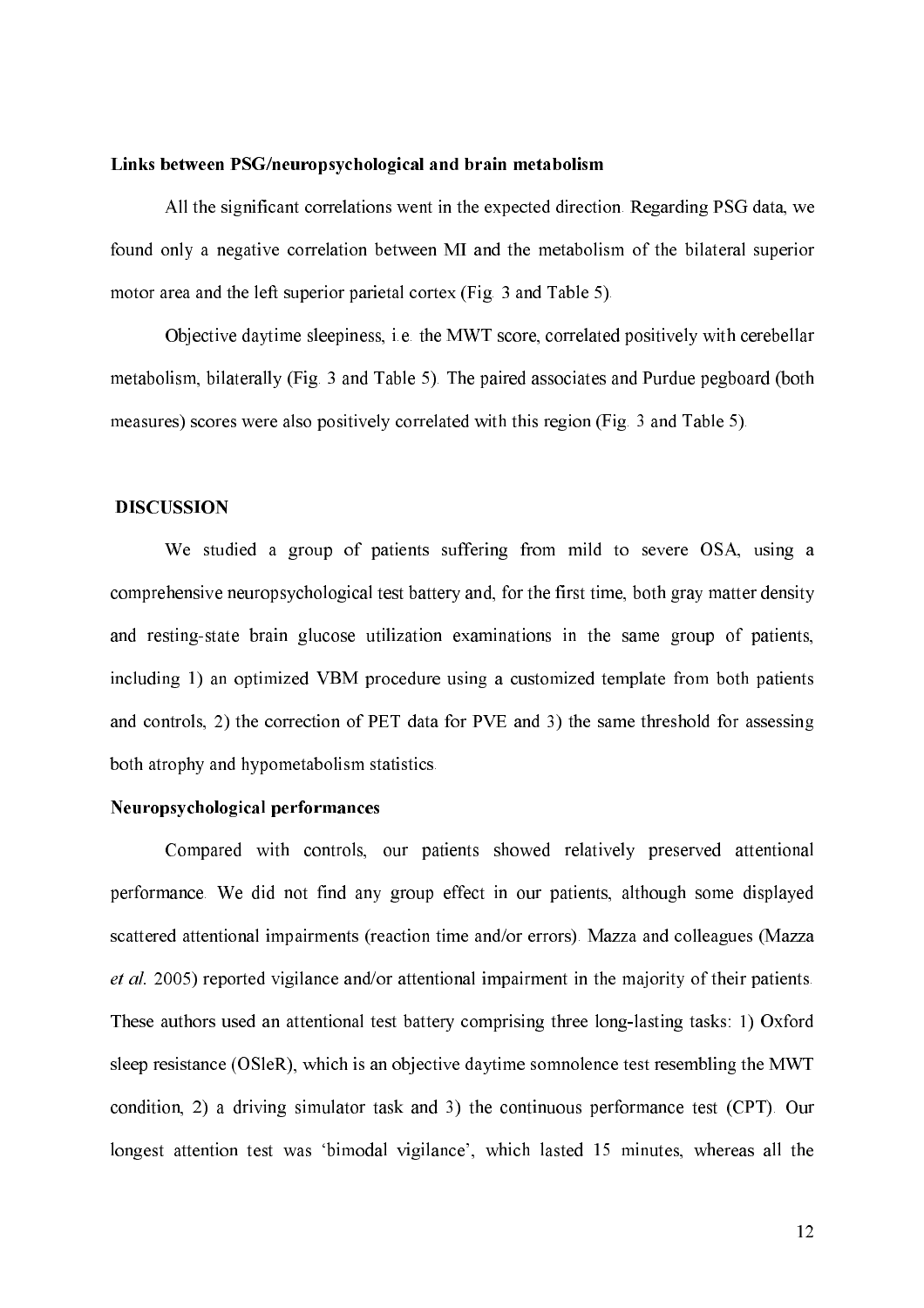### Links between PSG/neuropsychological and brain metabolism

All the significant correlations went in the expected direction. Regarding PSG data, we found only a negative correlation between MI and the metabolism of the bilateral superior motor area and the left superior parietal cortex (Fig. 3 and Table 5).

Objective daytime sleepiness, i.e. the MWT score, correlated positively with cerebellar metabolism, bilaterally (Fig. 3 and Table 5). The paired associates and Purdue pegboard (both measures) scores were also positively correlated with this region (Fig. 3 and Table 5).

## DISCUSSION

We studied a group of patients suffering from mild to severe OSA, using a comprehensive neuropsychological test battery and, for the first time, both gray matter density and resting-state brain glucose utilization examinations in the same group of patients, including 1) an optimized VBM procedure using a customized template from both patients and controls, 2) the correction of PET data for PVE and 3) the same threshold for assessing both atrophy and hypometabolism statistics.

### Neuropsychological performances

Compared with controls, our patients showed relatively preserved attentional performance. We did not find any group effect in our patients, although some displayed scattered attentional impairments (reaction time and/or errors). Mazza and colleagues (Mazza *et al.* 2005) reported vigilance and/or attentional impairment in the majority of their patients. These authors used an attentional test battery comprising three long-lasting tasks: 1) Oxford sleep resistance (OSleR), which is an objective daytime somnolence test resembling the MWT condition, 2) a driving simulator task and 3) the continuous performance test (CPT). Our longest attention test was 'bimodal vigilance', which lasted 15 minutes, whereas all the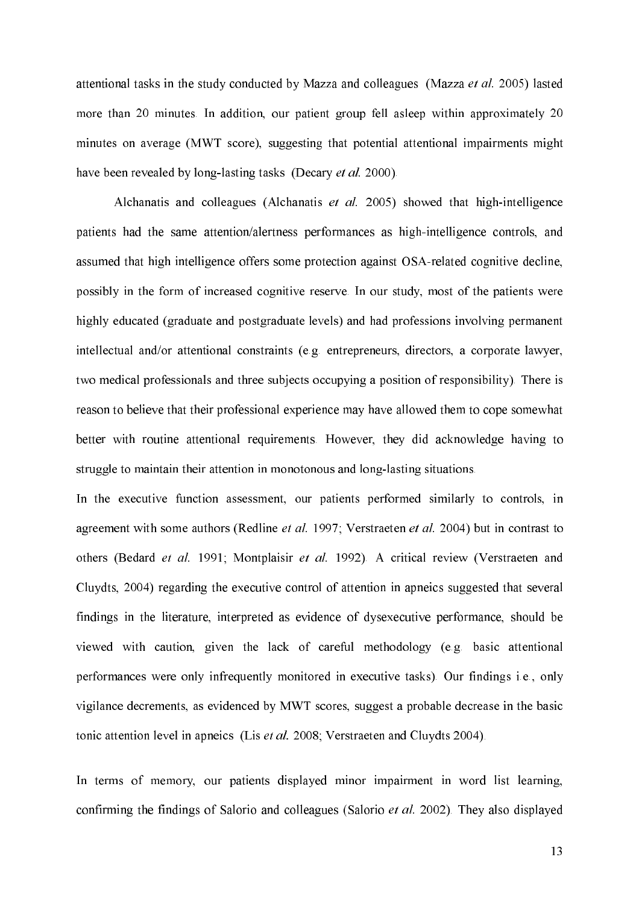attentional tasks in the study conducted by Mazza and colleagues (Mazza *et al.* 2005) lasted more than 20 minutes. In addition, our patient group fell asleep within approximately 20 minutes on average (MWT score), suggesting that potential attentional impairments might have been revealed by long-lasting tasks (Decary *et al.* 2000).

Alchanatis and colleagues (Alchanatis *et al.* 2005) showed that high-intelligence patients had the same attention/alertness performances as high-intelligence controls, and assumed that high intelligence offers some protection against OSA-related cognitive decline, possibly in the form of increased cognitive reserve. In our study, most of the patients were highly educated (graduate and postgraduate levels) and had professions involving permanent intellectual and/or attentional constraints (e.g. entrepreneurs, directors, a corporate lawyer, two medical professionals and three subjects occupying a position of responsibility). There is reason to believe that their professional experience may have allowed them to cope somewhat better with routine attentional requirements. However, they did acknowledge having to struggle to maintain their attention in monotonous and long-lasting situations.

In the executive function assessment, our patients performed similarly to controls, in agreement with some authors (Redline *et al.* 1997; Verstraeten *et al.* 2004) but in contrast to others (Bedard *et al.* 1991; Montplaisir *et al.* 1992). A critical review (Verstraeten and Cluydts, 2004) regarding the executive control of attention in apneics suggested that several findings in the literature, interpreted as evidence of dysexecutive performance, should be viewed with caution, given the lack of careful methodology (e.g. basic attentional performances were only infrequently monitored in executive tasks). Our findings i.e., only vigilance decrements, as evidenced by MWT scores, suggest a probable decrease in the basic tonic attention level in apneics (Lis *et al.* 2008; Verstraeten and Cluydts 2004).

In terms of memory, our patients displayed minor impairment in word list learning, confirming the findings of Salorio and colleagues (Salorio *et al.* 2002). They also displayed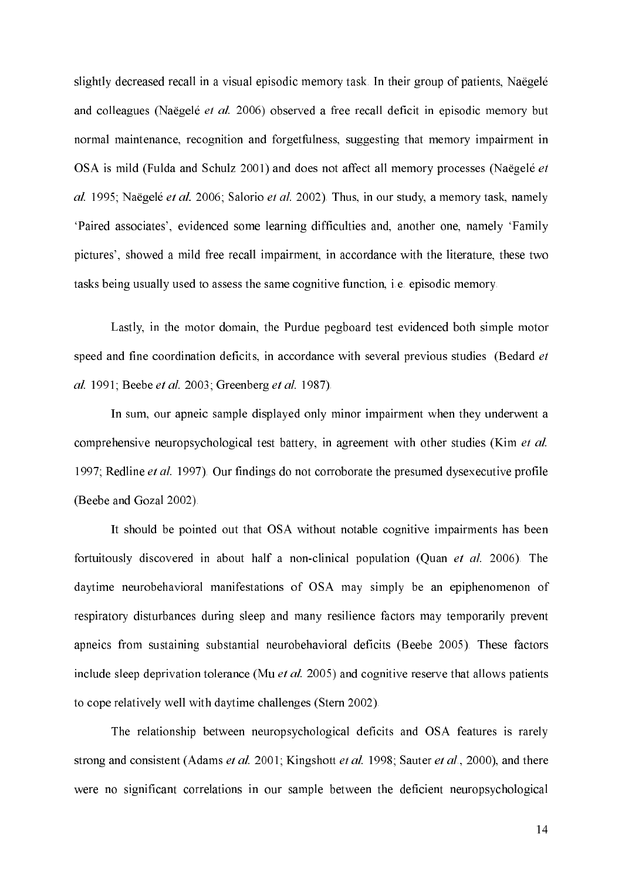slightly decreased recall in a visual episodic memory task. In their group of patients, Naëgelé and colleagues (Naëgelé *et al.* 2006) observed a free recall deficit in episodic memory but normal maintenance, recognition and forgetfulness, suggesting that memory impairment in OSA is mild (Fulda and Schulz 2001) and does not affect all memory processes (Naëgelé *et al.* 1995; Naëgelé *et al.* 2006; Salorio *et al.* 2002). Thus, in our study, a memory task, namely 'Paired associates', evidenced some learning difficulties and, another one, namely 'Family pictures', showed a mild free recall impairment, in accordance with the literature, these two tasks being usually used to assess the same cognitive function, i.e. episodic memory.

Lastly, in the motor domain, the Purdue pegboard test evidenced both simple motor speed and fine coordination deficits, in accordance with several previous studies (Bedard *et al.* 1991; Beebe *et al.* 2003; Greenberg *et al.* 1987).

In sum, our apneic sample displayed only minor impairment when they underwent a comprehensive neuropsychological test battery, in agreement with other studies (Kim *et al.* 1997; Redline *et al.* 1997). Our findings do not corroborate the presumed dysexecutive profile (Beebe and Gozal 2002).

It should be pointed out that OSA without notable cognitive impairments has been fortuitously discovered in about half a non-clinical population (Quan *et al.* 2006). The daytime neurobehavioral manifestations of OSA may simply be an epiphenomenon of respiratory disturbances during sleep and many resilience factors may temporarily prevent apneics from sustaining substantial neurobehavioral deficits (Beebe 2005). These factors include sleep deprivation tolerance (Mu *et al.* 2005) and cognitive reserve that allows patients to cope relatively well with daytime challenges (Stern 2002).

The relationship between neuropsychological deficits and OSA features is rarely strong and consistent (Adams *et al.* 2001; Kingshott *et al.* 1998; Sauter *et al.*, 2000), and there were no significant correlations in our sample between the deficient neuropsychological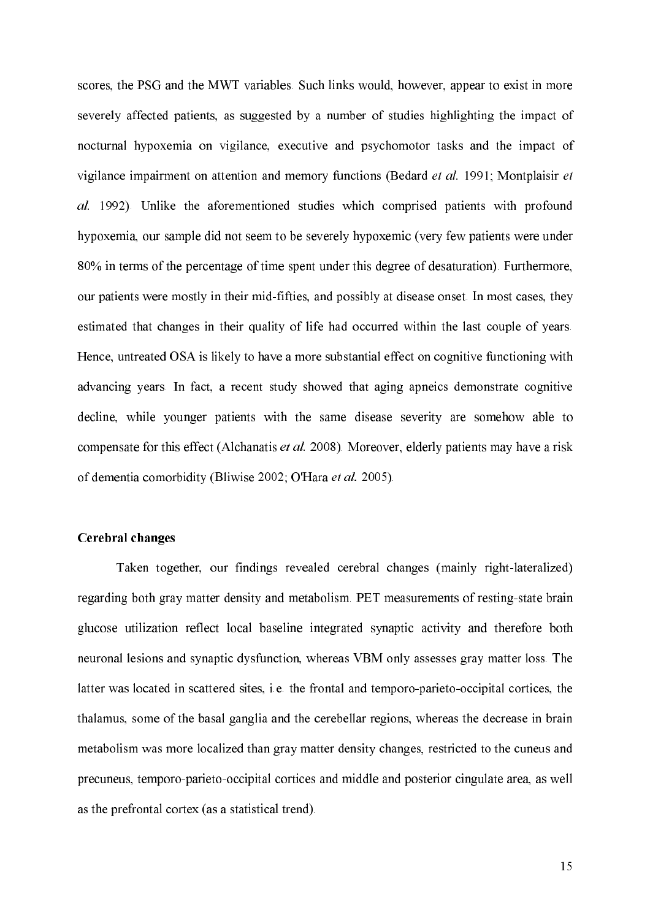scores, the PSG and the MWT variables. Such links would, however, appear to exist in more severely affected patients, as suggested by a number of studies highlighting the impact of nocturnal hypoxemia on vigilance, executive and psychomotor tasks and the impact of vigilance impairment on attention and memory functions (Bedard *et al.* 1991; Montplaisir *et al.* 1992). Unlike the aforementioned studies which comprised patients with profound hypoxemia, our sample did not seem to be severely hypoxemic (very few patients were under 80% in terms of the percentage of time spent under this degree of desaturation). Furthermore, our patients were mostly in their mid-fifties, and possibly at disease onset. In most cases, they estimated that changes in their quality of life had occurred within the last couple of years. Hence, untreated OSA is likely to have a more substantial effect on cognitive functioning with advancing years. In fact, a recent study showed that aging apneics demonstrate cognitive decline, while younger patients with the same disease severity are somehow able to compensate for this effect (Alchanatis *et al.* 2008). Moreover, elderly patients may have a risk of dementia comorbidity (Bliwise 2002; O'Hara *et al.* 2005).

### Cerebral changes

Taken together, our findings revealed cerebral changes (mainly right-lateralized) regarding both gray matter density and metabolism. PET measurements of resting-state brain glucose utilization reflect local baseline integrated synaptic activity and therefore both neuronal lesions and synaptic dysfunction, whereas VBM only assesses gray matter loss. The latter was located in scattered sites, i.e. the frontal and temporo-parieto-occipital cortices, the thalamus, some of the basal ganglia and the cerebellar regions, whereas the decrease in brain metabolism was more localized than gray matter density changes, restricted to the cuneus and precuneus, temporo-parieto-occipital cortices and middle and posterior cingulate area, as well as the prefrontal cortex (as a statistical trend).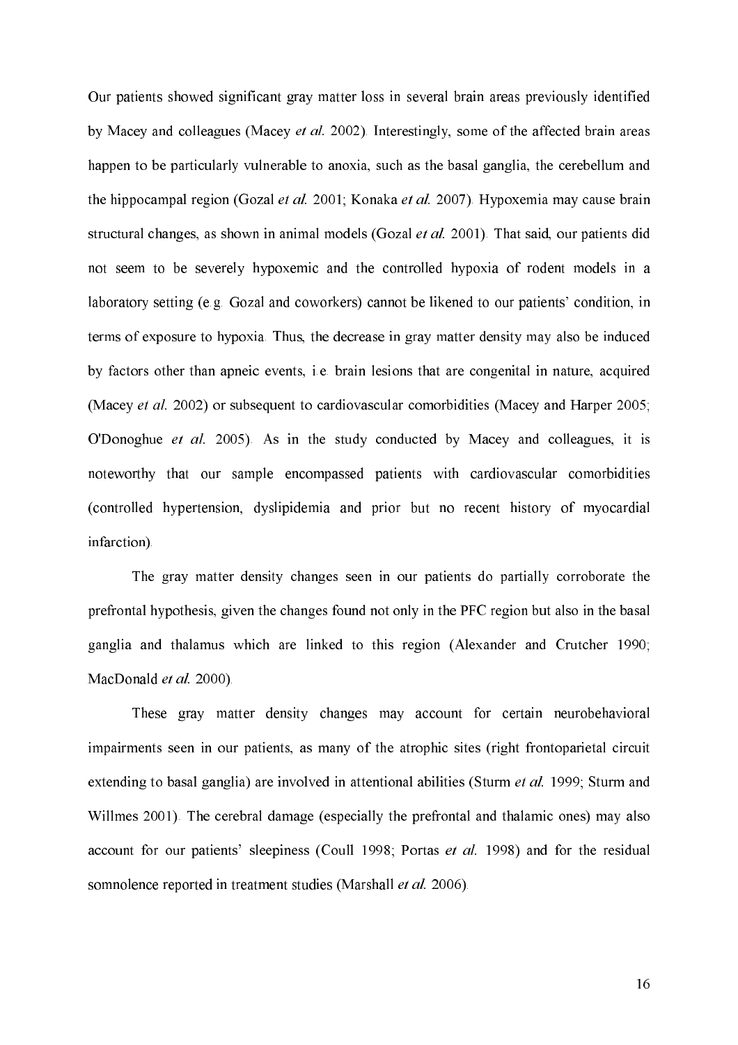Our patients showed significant gray matter loss in several brain areas previously identified by Macey and colleagues (Macey *et al.* 2002). Interestingly, some of the affected brain areas happen to be particularly vulnerable to anoxia, such as the basal ganglia, the cerebellum and the hippocampal region (Gozal *et al.* 2001; Konaka *et al.* 2007). Hypoxemia may cause brain structural changes, as shown in animal models (Gozal *et al.* 2001). That said, our patients did not seem to be severely hypoxemic and the controlled hypoxia of rodent models in a laboratory setting (e.g. Gozal and coworkers) cannot be likened to our patients' condition, in terms of exposure to hypoxia. Thus, the decrease in gray matter density may also be induced by factors other than apneic events, i.e. brain lesions that are congenital in nature, acquired (Macey *et al.* 2002) or subsequent to cardiovascular comorbidities (Macey and Harper 2005; O'Donoghue *et al.* 2005). As in the study conducted by Macey and colleagues, it is noteworthy that our sample encompassed patients with cardiovascular comorbidities (controlled hypertension, dyslipidemia and prior but no recent history of myocardial infarction).

The gray matter density changes seen in our patients do partially corroborate the prefrontal hypothesis, given the changes found not only in the PFC region but also in the basal ganglia and thalamus which are linked to this region (Alexander and Crutcher 1990; MacDonald *et al.* 2000).

These gray matter density changes may account for certain neurobehavioral impairments seen in our patients, as many of the atrophic sites (right frontoparietal circuit extending to basal ganglia) are involved in attentional abilities (Sturm *et al.* 1999; Sturm and Willmes 2001). The cerebral damage (especially the prefrontal and thalamic ones) may also account for our patients' sleepiness (Coull 1998; Portas *et al.* 1998) and for the residual somnolence reported in treatment studies (Marshall *et al.* 2006).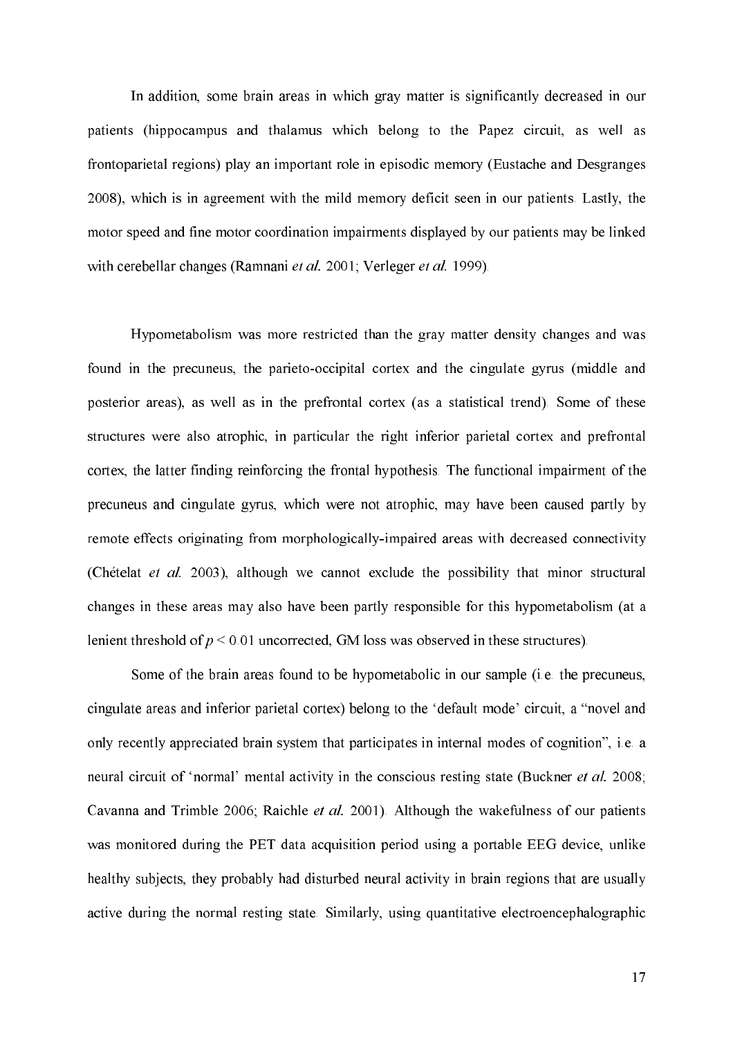In addition, some brain areas in which gray matter is significantly decreased in our patients (hippocampus and thalamus which belong to the Papez circuit, as well as frontoparietal regions) play an important role in episodic memory (Eustache and Desgranges 2008), which is in agreement with the mild memory deficit seen in our patients. Lastly, the motor speed and fine motor coordination impairments displayed by our patients may be linked with cerebellar changes (Ramnani *et al.* 2001; Verleger *et al.* 1999).

Hypometabolism was more restricted than the gray matter density changes and was found in the precuneus, the parieto-occipital cortex and the cingulate gyrus (middle and posterior areas), as well as in the prefrontal cortex (as a statistical trend). Some of these structures were also atrophic, in particular the right inferior parietal cortex and prefrontal cortex, the latter finding reinforcing the frontal hypothesis. The functional impairment of the precuneus and cingulate gyrus, which were not atrophic, may have been caused partly by remote effects originating from morphologically-impaired areas with decreased connectivity (Chételat *et al.* 2003), although we cannot exclude the possibility that minor structural changes in these areas may also have been partly responsible for this hypometabolism (at a lenient threshold of $p < 0.01$ uncorrected, GM loss was observed in these structures).

Some of the brain areas found to be hypometabolic in our sample (i.e. the precuneus, cingulate areas and inferior parietal cortex) belong to the 'default mode' circuit, a "novel and only recently appreciated brain system that participates in internal modes of cognition", i.e. a neural circuit of 'normal' mental activity in the conscious resting state (Buckner *et al.* 2008; Cavanna and Trimble 2006; Raichle *et al.* 2001). Although the wakefulness of our patients was monitored during the PET data acquisition period using a portable EEG device, unlike healthy subjects, they probably had disturbed neural activity in brain regions that are usually active during the normal resting state. Similarly, using quantitative electroencephalographic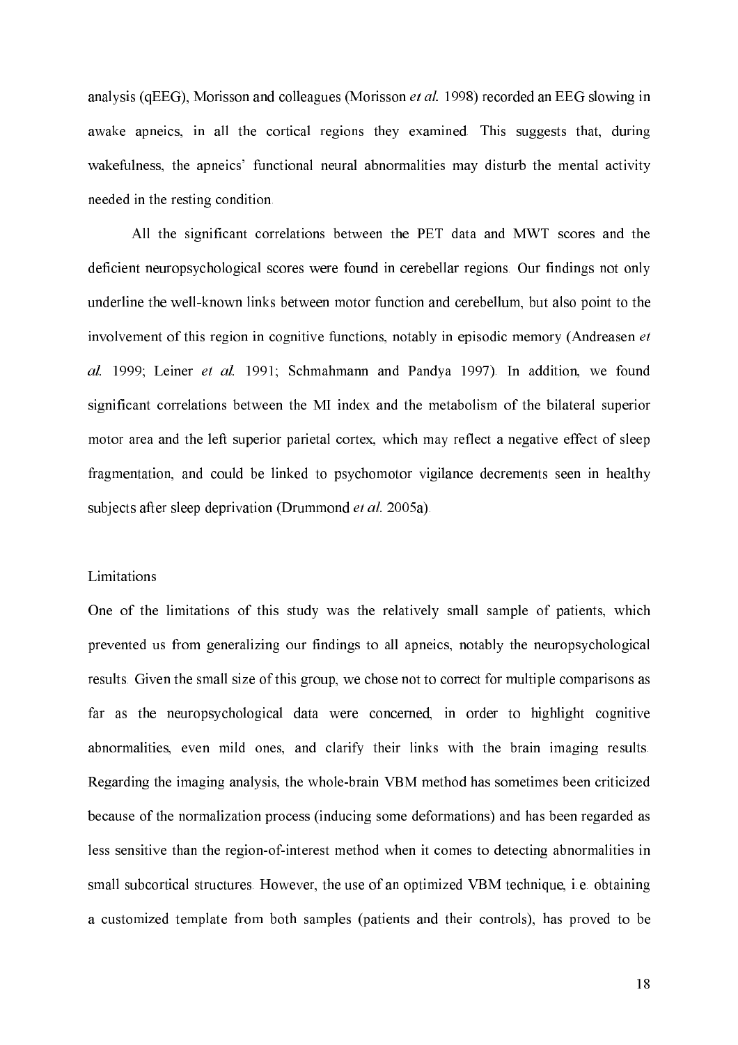analysis (qEEG), Morisson and colleagues (Morisson *et al.* 1998) recorded an EEG slowing in awake apneics, in all the cortical regions they examined. This suggests that, during wakefulness, the apneics' functional neural abnormalities may disturb the mental activity needed in the resting condition.

All the significant correlations between the PET data and MWT scores and the deficient neuropsychological scores were found in cerebellar regions. Our findings not only underline the well-known links between motor function and cerebellum, but also point to the involvement of this region in cognitive functions, notably in episodic memory (Andreasen *et al.* 1999; Leiner *et al.* 1991; Schmahmann and Pandya 1997). In addition, we found significant correlations between the MI index and the metabolism of the bilateral superior motor area and the left superior parietal cortex, which may reflect a negative effect of sleep fragmentation, and could be linked to psychomotor vigilance decrements seen in healthy subjects after sleep deprivation (Drummond *et al.* 2005a).

## Limitations

One of the limitations of this study was the relatively small sample of patients, which prevented us from generalizing our findings to all apneics, notably the neuropsychological results. Given the small size of this group, we chose not to correct for multiple comparisons as far as the neuropsychological data were concerned, in order to highlight cognitive abnormalities, even mild ones, and clarify their links with the brain imaging results. Regarding the imaging analysis, the whole-brain VBM method has sometimes been criticized because of the normalization process (inducing some deformations) and has been regarded as less sensitive than the region-of-interest method when it comes to detecting abnormalities in small subcortical structures. However, the use of an optimized VBM technique, i.e. obtaining a customized template from both samples (patients and their controls), has proved to be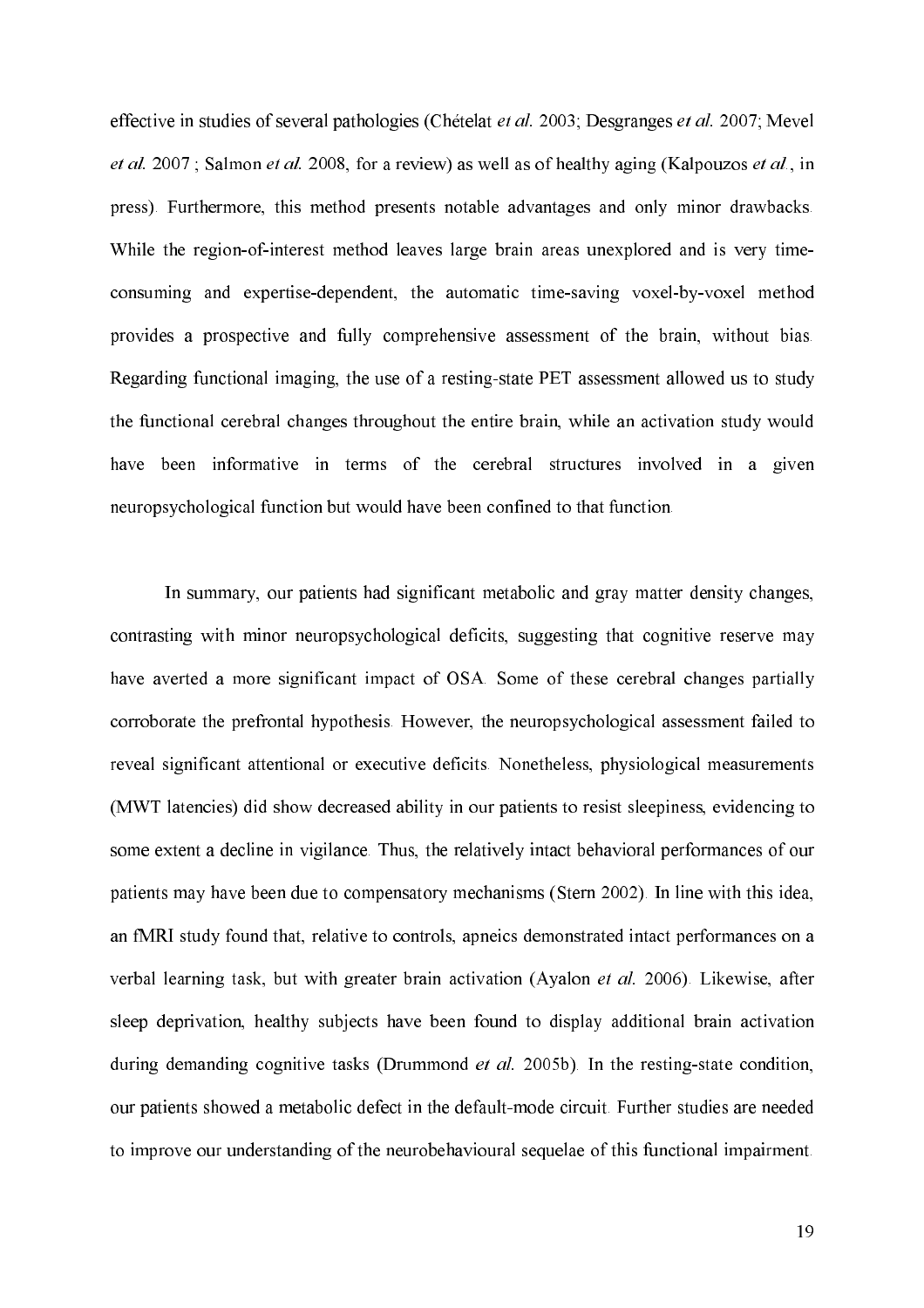effective in studies of several pathologies (Chételat *et al.* 2003; Desgranges *et al.* 2007; Mevel *et al.* 2007 ; Salmon *et al.* 2008, for a review) as well as of healthy aging (Kalpouzos *et al.*, in press). Furthermore, this method presents notable advantages and only minor drawbacks. While the region-of-interest method leaves large brain areas unexplored and is very time-consuming and expertise-dependent, the automatic time-saving voxel-by-voxel method provides a prospective and fully comprehensive assessment of the brain, without bias. Regarding functional imaging, the use of a resting-state PET assessment allowed us to study the functional cerebral changes throughout the entire brain, while an activation study would have been informative in terms of the cerebral structures involved in a given neuropsychological function but would have been confined to that function.

In summary, our patients had significant metabolic and gray matter density changes, contrasting with minor neuropsychological deficits, suggesting that cognitive reserve may have averted a more significant impact of OSA. Some of these cerebral changes partially corroborate the prefrontal hypothesis. However, the neuropsychological assessment failed to reveal significant attentional or executive deficits. Nonetheless, physiological measurements (MWT latencies) did show decreased ability in our patients to resist sleepiness, evidencing to some extent a decline in vigilance. Thus, the relatively intact behavioral performances of our patients may have been due to compensatory mechanisms (Stern 2002). In line with this idea, an fMRI study found that, relative to controls, apneics demonstrated intact performances on a verbal learning task, but with greater brain activation (Ayalon *et al.* 2006). Likewise, after sleep deprivation, healthy subjects have been found to display additional brain activation during demanding cognitive tasks (Drummond *et al.* 2005b). In the resting-state condition, our patients showed a metabolic defect in the default-mode circuit. Further studies are needed to improve our understanding of the neurobehavioural sequelae of this functional impairment.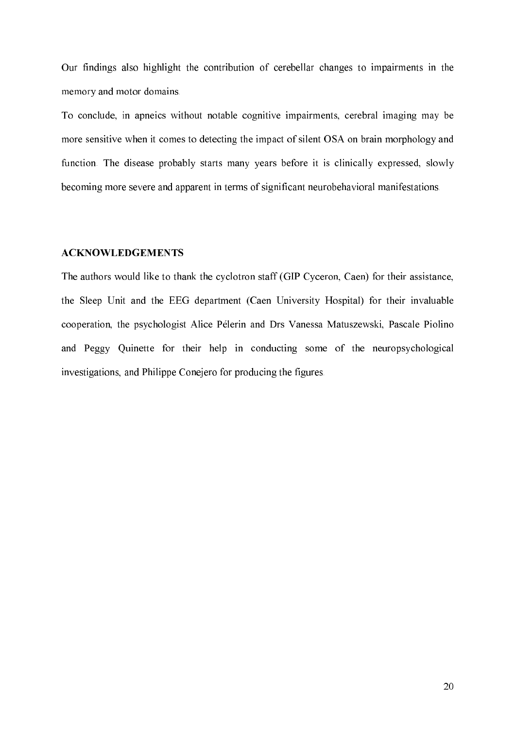Our findings also highlight the contribution of cerebellar changes to impairments in the memory and motor domains.

To conclude, in apneics without notable cognitive impairments, cerebral imaging may be more sensitive when it comes to detecting the impact of silent OSA on brain morphology and function. The disease probably starts many years before it is clinically expressed, slowly becoming more severe and apparent in terms of significant neurobehavioral manifestations.

## ACKNOWLEDGEMENTS

The authors would like to thank the cyclotron staff (GIP Cyceron, Caen) for their assistance, the Sleep Unit and the EEG department (Caen University Hospital) for their invaluable cooperation, the psychologist Alice Pélerin and Drs Vanessa Matuszewski, Pascale Piolino and Peggy Quinette for their help in conducting some of the neuropsychological investigations, and Philippe Conejero for producing the figures.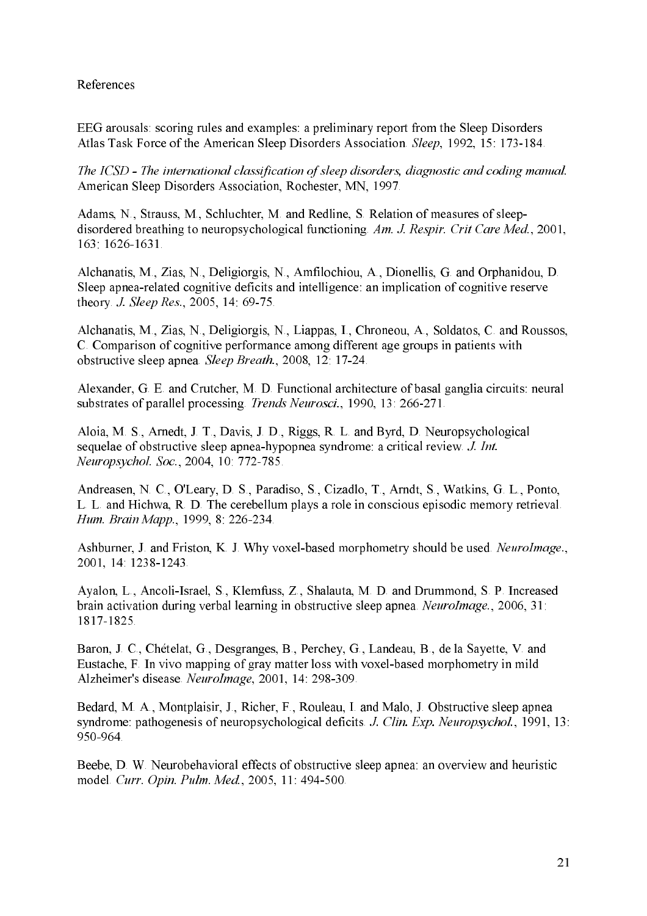References

EEG arousals: scoring rules and examples: a preliminary report from the Sleep Disorders Atlas Task Force of the American Sleep Disorders Association. *Sleep*, 1992, 15: 173-184.

*The ICSD - The international classification of sleep disorders, diagnostic and coding manual.* American Sleep Disorders Association, Rochester, MN, 1997.

Adams, N., Strauss, M., Schluchter, M. and Redline, S. Relation of measures of sleep-disordered breathing to neuropsychological functioning. *Am. J. Respir. Crit Care Med.*, 2001, 163: 1626-1631.

Alchanatis, M., Zias, N., Deligiorgis, N., Amfilochiou, A., Dionellis, G. and Orphanidou, D. Sleep apnea-related cognitive deficits and intelligence: an implication of cognitive reserve theory. *J. Sleep Res.*, 2005, 14: 69-75.

Alchanatis, M., Zias, N., Deligiorgis, N., Liappas, I., Chroneou, A., Soldatos, C. and Roussos, C. Comparison of cognitive performance among different age groups in patients with obstructive sleep apnea. *Sleep Breath.*, 2008, 12: 17-24.

Alexander, G. E. and Crutcher, M. D. Functional architecture of basal ganglia circuits: neural substrates of parallel processing. *Trends Neurosci.*, 1990, 13: 266-271.

Aloia, M. S., Arnedt, J. T., Davis, J. D., Riggs, R. L. and Byrd, D. Neuropsychological sequelae of obstructive sleep apnea-hypopnea syndrome: a critical review. *J. Int. Neuropsychol. Soc.*, 2004, 10: 772-785.

Andreasen, N. C., O'Leary, D. S., Paradiso, S., Cizadlo, T., Arndt, S., Watkins, G. L., Ponto, L. L. and Hichwa, R. D. The cerebellum plays a role in conscious episodic memory retrieval. *Hum. Brain Mapp.*, 1999, 8: 226-234.

Ashburner, J. and Friston, K. J. Why voxel-based morphometry should be used. *NeuroImage.*, 2001, 14: 1238-1243.

Ayalon, L., Ancoli-Israel, S., Klemfuss, Z., Shalauta, M. D. and Drummond, S. P. Increased brain activation during verbal learning in obstructive sleep apnea. *NeuroImage.*, 2006, 31: 1817-1825.

Baron, J. C., Chételat, G., Desgranges, B., Perchey, G., Landeau, B., de la Sayette, V. and Eustache, F. In vivo mapping of gray matter loss with voxel-based morphometry in mild Alzheimer's disease. *NeuroImage*, 2001, 14: 298-309.

Bedard, M. A., Montplaisir, J., Richer, F., Rouleau, I. and Malo, J. Obstructive sleep apnea syndrome: pathogenesis of neuropsychological deficits. *J. Clin. Exp. Neuropsychol.*, 1991, 13: 950-964.

Beebe, D. W. Neurobehavioral effects of obstructive sleep apnea: an overview and heuristic model. *Curr. Opin. Pulm. Med.*, 2005, 11: 494-500.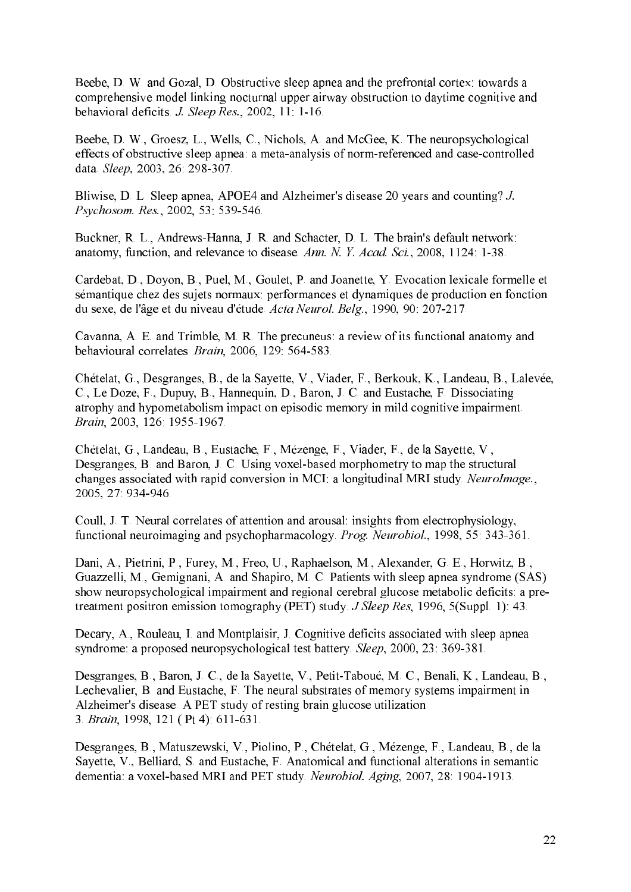Beebe, D. W. and Gozal, D. Obstructive sleep apnea and the prefrontal cortex: towards a comprehensive model linking nocturnal upper airway obstruction to daytime cognitive and behavioral deficits. *J. Sleep Res.*, 2002, 11: 1-16.

Beebe, D. W., Groesz, L., Wells, C., Nichols, A. and McGee, K. The neuropsychological effects of obstructive sleep apnea: a meta-analysis of norm-referenced and case-controlled data. *Sleep*, 2003, 26: 298-307.

Bliwise, D. L. Sleep apnea, APOE4 and Alzheimer's disease 20 years and counting? *J. Psychosom. Res.*, 2002, 53: 539-546.

Buckner, R. L., Andrews-Hanna, J. R. and Schacter, D. L. The brain's default network: anatomy, function, and relevance to disease. *Ann. N. Y. Acad. Sci.*, 2008, 1124: 1-38.

Cardebat, D., Doyon, B., Puel, M., Goulet, P. and Joanette, Y. Evocation lexicale formelle et sémantique chez des sujets normaux: performances et dynamiques de production en fonction du sexe, de l'âge et du niveau d'étude. *Acta Neurol. Belg.*, 1990, 90: 207-217.

Cavanna, A. E. and Trimble, M. R. The precuneus: a review of its functional anatomy and behavioural correlates. *Brain*, 2006, 129: 564-583.

Chételat, G., Desgranges, B., de la Sayette, V., Viader, F., Berkouk, K., Landeau, B., Lalevée, C., Le Doze, F., Dupuy, B., Hannequin, D., Baron, J. C. and Eustache, F. Dissociating atrophy and hypometabolism impact on episodic memory in mild cognitive impairment. *Brain*, 2003, 126: 1955-1967.

Chételat, G., Landeau, B., Eustache, F., Mézenge, F., Viader, F., de la Sayette, V., Desgranges, B. and Baron, J. C. Using voxel-based morphometry to map the structural changes associated with rapid conversion in MCI: a longitudinal MRI study. *NeuroImage.*, 2005, 27: 934-946.

Coull, J. T. Neural correlates of attention and arousal: insights from electrophysiology, functional neuroimaging and psychopharmacology. *Prog. Neurobiol.*, 1998, 55: 343-361.

Dani, A., Pietrini, P., Furey, M., Freo, U., Raphaelson, M., Alexander, G. E., Horwitz, B., Guazzelli, M., Gemignani, A. and Shapiro, M. C. Patients with sleep apnea syndrome (SAS) show neuropsychological impairment and regional cerebral glucose metabolic deficits: a pre-treatment positron emission tomography (PET) study. *J Sleep Res*, 1996, 5(Suppl. 1): 43.

Decary, A., Rouleau, I. and Montplaisir, J. Cognitive deficits associated with sleep apnea syndrome: a proposed neuropsychological test battery. *Sleep*, 2000, 23: 369-381.

Desgranges, B., Baron, J. C., de la Sayette, V., Petit-Taboué, M. C., Benali, K., Landeau, B., Lechevalier, B. and Eustache, F. The neural substrates of memory systems impairment in Alzheimer's disease. A PET study of resting brain glucose utilization
3. *Brain*, 1998, 121 ( Pt 4): 611-631.

Desgranges, B., Matuszewski, V., Piolino, P., Chételat, G., Mézenge, F., Landeau, B., de la Sayette, V., Belliard, S. and Eustache, F. Anatomical and functional alterations in semantic dementia: a voxel-based MRI and PET study. *Neurobiol. Aging*, 2007, 28: 1904-1913.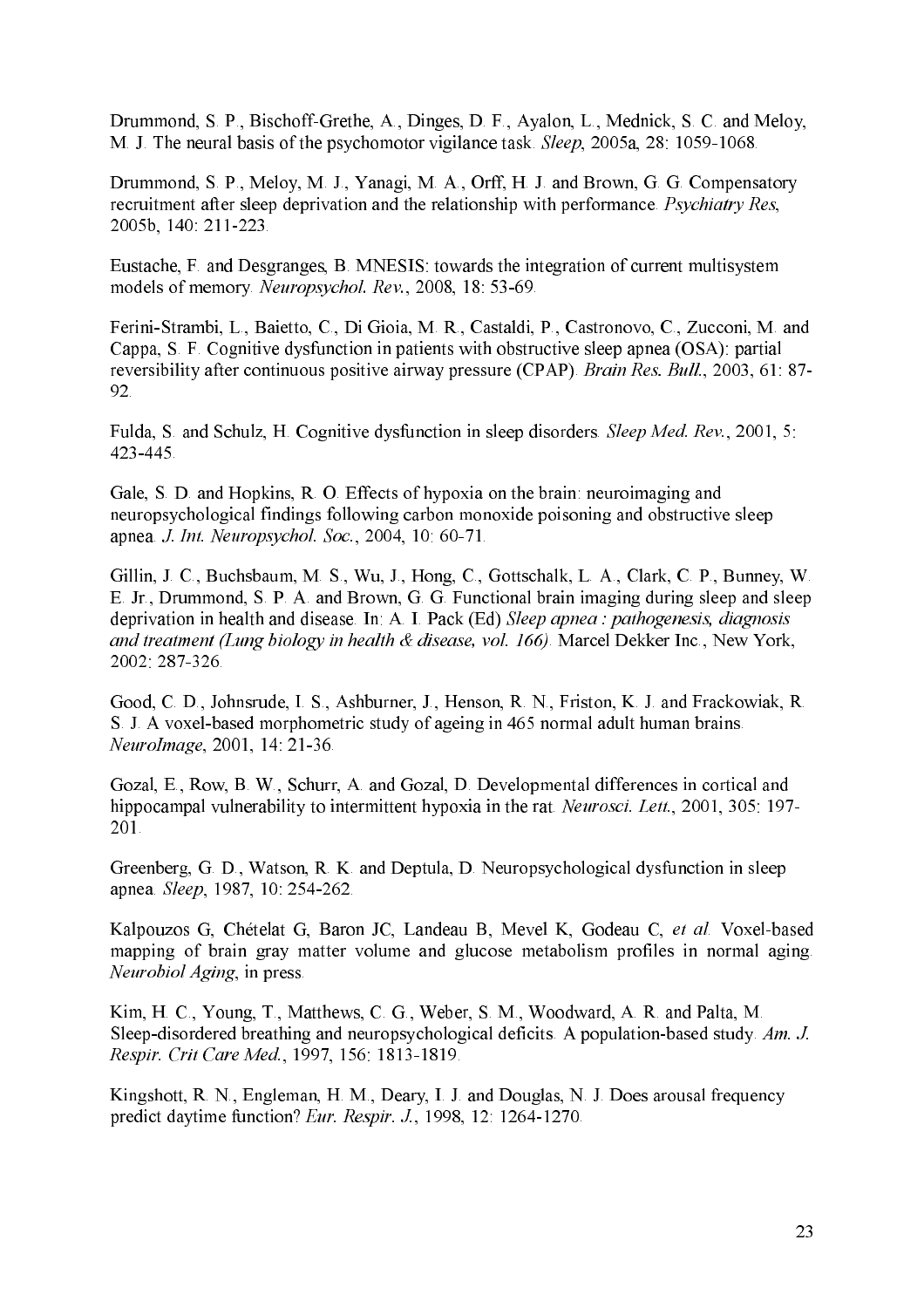Drummond, S. P., Bischoff-Grethe, A., Dinges, D. F., Ayalon, L., Mednick, S. C. and Meloy, M. J. The neural basis of the psychomotor vigilance task. *Sleep*, 2005a, 28: 1059-1068.

Drummond, S. P., Meloy, M. J., Yanagi, M. A., Orff, H. J. and Brown, G. G. Compensatory recruitment after sleep deprivation and the relationship with performance. *Psychiatry Res*, 2005b, 140: 211-223.

Eustache, F. and Desgranges, B. MNESIS: towards the integration of current multisystem models of memory. *Neuropsychol. Rev.*, 2008, 18: 53-69.

Ferini-Strambi, L., Baietto, C., Di Gioia, M. R., Castaldi, P., Castronovo, C., Zucconi, M. and Cappa, S. F. Cognitive dysfunction in patients with obstructive sleep apnea (OSA): partial reversibility after continuous positive airway pressure (CPAP). *Brain Res. Bull.*, 2003, 61: 87-92.

Fulda, S. and Schulz, H. Cognitive dysfunction in sleep disorders. *Sleep Med. Rev.*, 2001, 5: 423-445.

Gale, S. D. and Hopkins, R. O. Effects of hypoxia on the brain: neuroimaging and neuropsychological findings following carbon monoxide poisoning and obstructive sleep apnea. *J. Int. Neuropsychol. Soc.*, 2004, 10: 60-71.

Gillin, J. C., Buchsbaum, M. S., Wu, J., Hong, C., Gottschalk, L. A., Clark, C. P., Bunney, W. E. Jr., Drummond, S. P. A. and Brown, G. G. Functional brain imaging during sleep and sleep deprivation in health and disease. In: A. I. Pack (Ed) *Sleep apnea : pathogenesis, diagnosis and treatment (Lung biology in health & disease, vol. 166)*. Marcel Dekker Inc., New York, 2002: 287-326.

Good, C. D., Johnsrude, I. S., Ashburner, J., Henson, R. N., Friston, K. J. and Frackowiak, R. S. J. A voxel-based morphometric study of ageing in 465 normal adult human brains. *NeuroImage*, 2001, 14: 21-36.

Gozal, E., Row, B. W., Schurr, A. and Gozal, D. Developmental differences in cortical and hippocampal vulnerability to intermittent hypoxia in the rat. *Neurosci. Lett.*, 2001, 305: 197-201.

Greenberg, G. D., Watson, R. K. and Deptula, D. Neuropsychological dysfunction in sleep apnea. *Sleep*, 1987, 10: 254-262.

Kalpouzos G, Chételat G, Baron JC, Landeau B, Mevel K, Godeau C, *et al.* Voxel-based mapping of brain gray matter volume and glucose metabolism profiles in normal aging. *Neurobiol Aging*, in press.

Kim, H. C., Young, T., Matthews, C. G., Weber, S. M., Woodward, A. R. and Palta, M. Sleep-disordered breathing and neuropsychological deficits. A population-based study. *Am. J. Respir. Crit Care Med.*, 1997, 156: 1813-1819.

Kingshott, R. N., Engleman, H. M., Deary, I. J. and Douglas, N. J. Does arousal frequency predict daytime function? *Eur. Respir. J.*, 1998, 12: 1264-1270.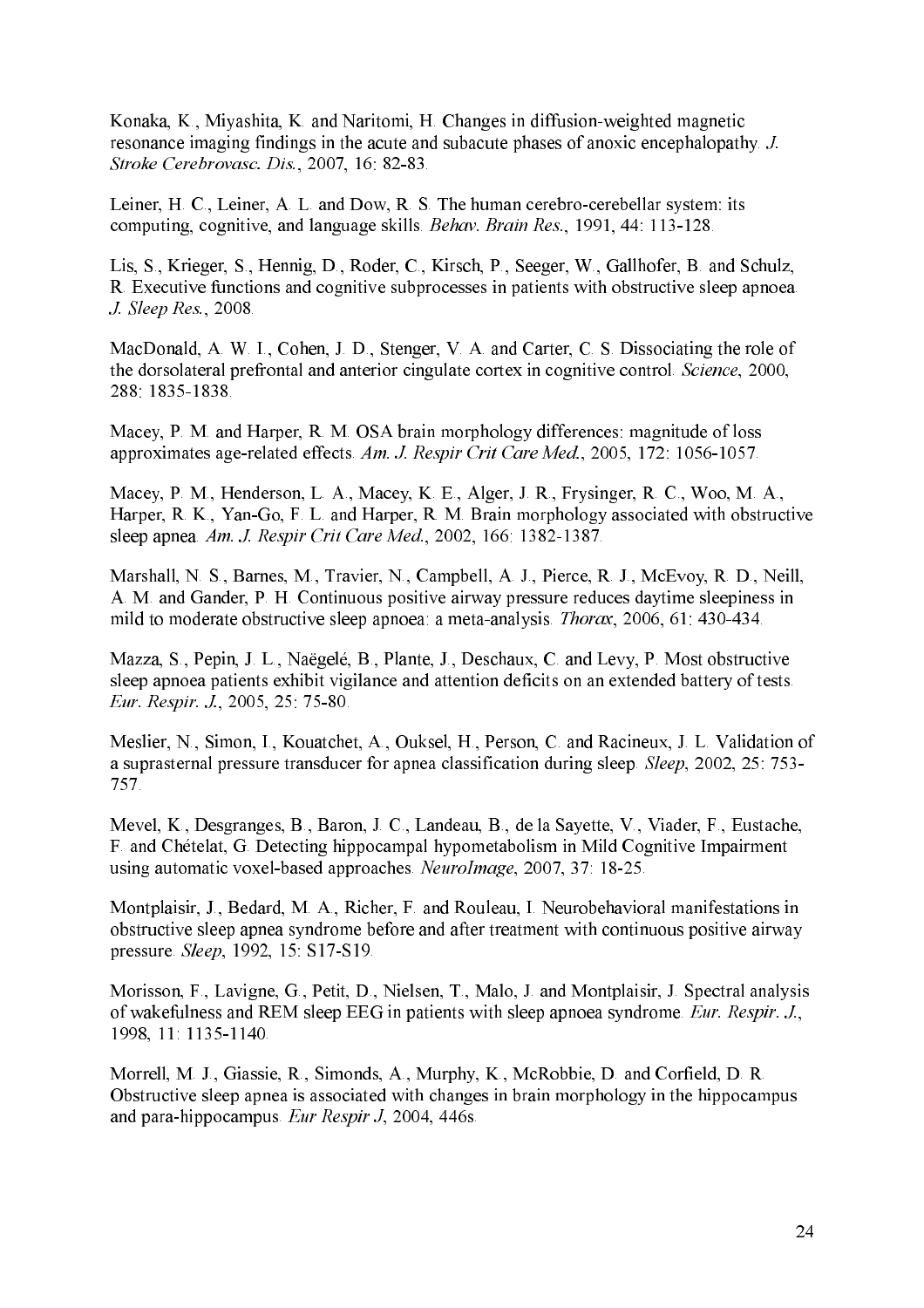Konaka, K., Miyashita, K. and Naritomi, H. Changes in diffusion-weighted magnetic resonance imaging findings in the acute and subacute phases of anoxic encephalopathy. *J. Stroke Cerebrovasc. Dis.*, 2007, 16: 82-83.

Leiner, H. C., Leiner, A. L. and Dow, R. S. The human cerebro-cerebellar system: its computing, cognitive, and language skills. *Behav. Brain Res.*, 1991, 44: 113-128.

Lis, S., Krieger, S., Hennig, D., Roder, C., Kirsch, P., Seeger, W., Gallhofer, B. and Schulz, R. Executive functions and cognitive subprocesses in patients with obstructive sleep apnoea. *J. Sleep Res.*, 2008.

MacDonald, A. W. I., Cohen, J. D., Stenger, V. A. and Carter, C. S. Dissociating the role of the dorsolateral prefrontal and anterior cingulate cortex in cognitive control. *Science*, 2000, 288: 1835-1838.

Macey, P. M. and Harper, R. M. OSA brain morphology differences: magnitude of loss approximates age-related effects. *Am. J. Respir Crit Care Med.*, 2005, 172: 1056-1057.

Macey, P. M., Henderson, L. A., Macey, K. E., Alger, J. R., Frysinger, R. C., Woo, M. A., Harper, R. K., Yan-Go, F. L. and Harper, R. M. Brain morphology associated with obstructive sleep apnea. *Am. J. Respir Crit Care Med.*, 2002, 166: 1382-1387.

Marshall, N. S., Barnes, M., Travier, N., Campbell, A. J., Pierce, R. J., McEvoy, R. D., Neill, A. M. and Gander, P. H. Continuous positive airway pressure reduces daytime sleepiness in mild to moderate obstructive sleep apnoea: a meta-analysis. *Thorax*, 2006, 61: 430-434.

Mazza, S., Pepin, J. L., Naëgelé, B., Plante, J., Deschaux, C. and Levy, P. Most obstructive sleep apnoea patients exhibit vigilance and attention deficits on an extended battery of tests. *Eur. Respir. J.*, 2005, 25: 75-80.

Meslier, N., Simon, I., Kouatchet, A., Ouksel, H., Person, C. and Racineux, J. L. Validation of a suprasternal pressure transducer for apnea classification during sleep. *Sleep*, 2002, 25: 753-757.

Mevel, K., Desgranges, B., Baron, J. C., Landeau, B., de la Sayette, V., Viader, F., Eustache, F. and Chételat, G. Detecting hippocampal hypometabolism in Mild Cognitive Impairment using automatic voxel-based approaches. *NeuroImage*, 2007, 37: 18-25.

Montplaisir, J., Bedard, M. A., Richer, F. and Rouleau, I. Neurobehavioral manifestations in obstructive sleep apnea syndrome before and after treatment with continuous positive airway pressure. *Sleep*, 1992, 15: S17-S19.

Morisson, F., Lavigne, G., Petit, D., Nielsen, T., Malo, J. and Montplaisir, J. Spectral analysis of wakefulness and REM sleep EEG in patients with sleep apnoea syndrome. *Eur. Respir. J.*, 1998, 11: 1135-1140.

Morrell, M. J., Giassie, R., Simonds, A., Murphy, K., McRobbie, D. and Corfield, D. R. Obstructive sleep apnea is associated with changes in brain morphology in the hippocampus and para-hippocampus. *Eur Respir J*, 2004, 446s.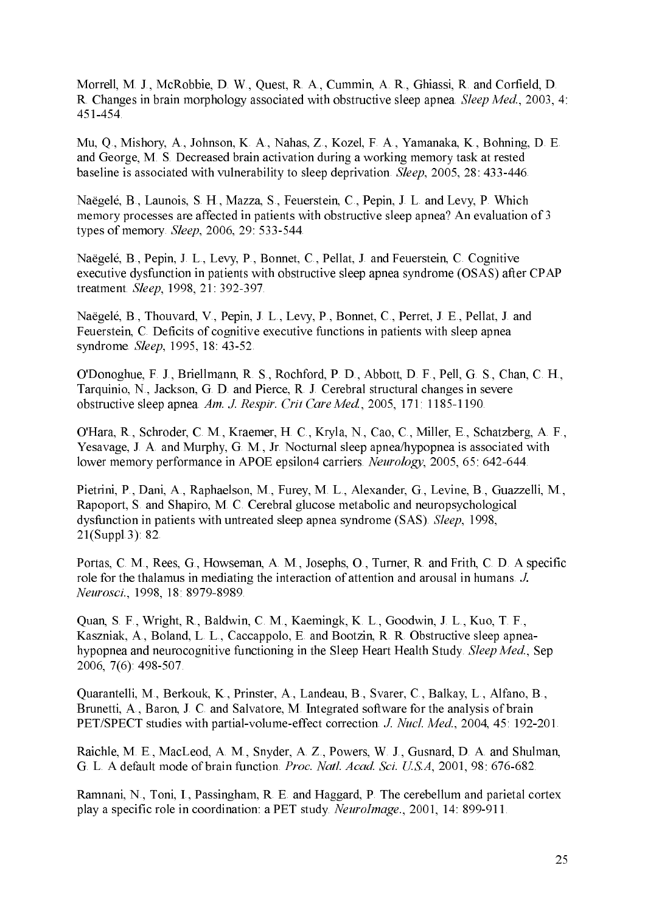Morrell, M. J., McRobbie, D. W., Quest, R. A., Cummin, A. R., Ghiassi, R. and Corfield, D. R. Changes in brain morphology associated with obstructive sleep apnea. *Sleep Med.*, 2003, 4: 451-454.

Mu, Q., Mishory, A., Johnson, K. A., Nahas, Z., Kozel, F. A., Yamanaka, K., Bohning, D. E. and George, M. S. Decreased brain activation during a working memory task at rested baseline is associated with vulnerability to sleep deprivation. *Sleep*, 2005, 28: 433-446.

Naëgelé, B., Launois, S. H., Mazza, S., Feuerstein, C., Pepin, J. L. and Levy, P. Which memory processes are affected in patients with obstructive sleep apnea? An evaluation of 3 types of memory. *Sleep*, 2006, 29: 533-544.

Naëgelé, B., Pepin, J. L., Levy, P., Bonnet, C., Pellat, J. and Feuerstein, C. Cognitive executive dysfunction in patients with obstructive sleep apnea syndrome (OSAS) after CPAP treatment. *Sleep*, 1998, 21: 392-397.

Naëgelé, B., Thouvard, V., Pepin, J. L., Levy, P., Bonnet, C., Perret, J. E., Pellat, J. and Feuerstein, C. Deficits of cognitive executive functions in patients with sleep apnea syndrome. *Sleep*, 1995, 18: 43-52.

O'Donoghue, F. J., Briellmann, R. S., Rochford, P. D., Abbott, D. F., Pell, G. S., Chan, C. H., Tarquinio, N., Jackson, G. D. and Pierce, R. J. Cerebral structural changes in severe obstructive sleep apnea. *Am. J. Respir. Crit Care Med.*, 2005, 171: 1185-1190.

O'Hara, R., Schroder, C. M., Kraemer, H. C., Kryla, N., Cao, C., Miller, E., Schatzberg, A. F., Yesavage, J. A. and Murphy, G. M., Jr. Nocturnal sleep apnea/hypopnea is associated with lower memory performance in APOE epsilon4 carriers. *Neurology*, 2005, 65: 642-644.

Pietrini, P., Dani, A., Raphaelson, M., Furey, M. L., Alexander, G., Levine, B., Guazzelli, M., Rapoport, S. and Shapiro, M. C. Cerebral glucose metabolic and neuropsychological dysfunction in patients with untreated sleep apnea syndrome (SAS). *Sleep*, 1998, 21(Suppl.3): 82.

Portas, C. M., Rees, G., Howseman, A. M., Josephs, O., Turner, R. and Frith, C. D. A specific role for the thalamus in mediating the interaction of attention and arousal in humans. *J. Neurosci.*, 1998, 18: 8979-8989.

Quan, S. F., Wright, R., Baldwin, C. M., Kaemingk, K. L., Goodwin, J. L., Kuo, T. F., Kaszniak, A., Boland, L. L., Caccappolo, E. and Bootzin, R. R. Obstructive sleep apnea-hypopnea and neurocognitive functioning in the Sleep Heart Health Study. *Sleep Med.*, Sep 2006, 7(6): 498-507.

Quarantelli, M., Berkouk, K., Prinster, A., Landeau, B., Svarer, C., Balkay, L., Alfano, B., Brunetti, A., Baron, J. C. and Salvatore, M. Integrated software for the analysis of brain PET/SPECT studies with partial-volume-effect correction. *J. Nucl. Med.*, 2004, 45: 192-201.

Raichle, M. E., MacLeod, A. M., Snyder, A. Z., Powers, W. J., Gusnard, D. A. and Shulman, G. L. A default mode of brain function. *Proc. Natl. Acad. Sci. U.S.A*, 2001, 98: 676-682.

Ramnani, N., Toni, I., Passingham, R. E. and Haggard, P. The cerebellum and parietal cortex play a specific role in coordination: a PET study. *NeuroImage.*, 2001, 14: 899-911.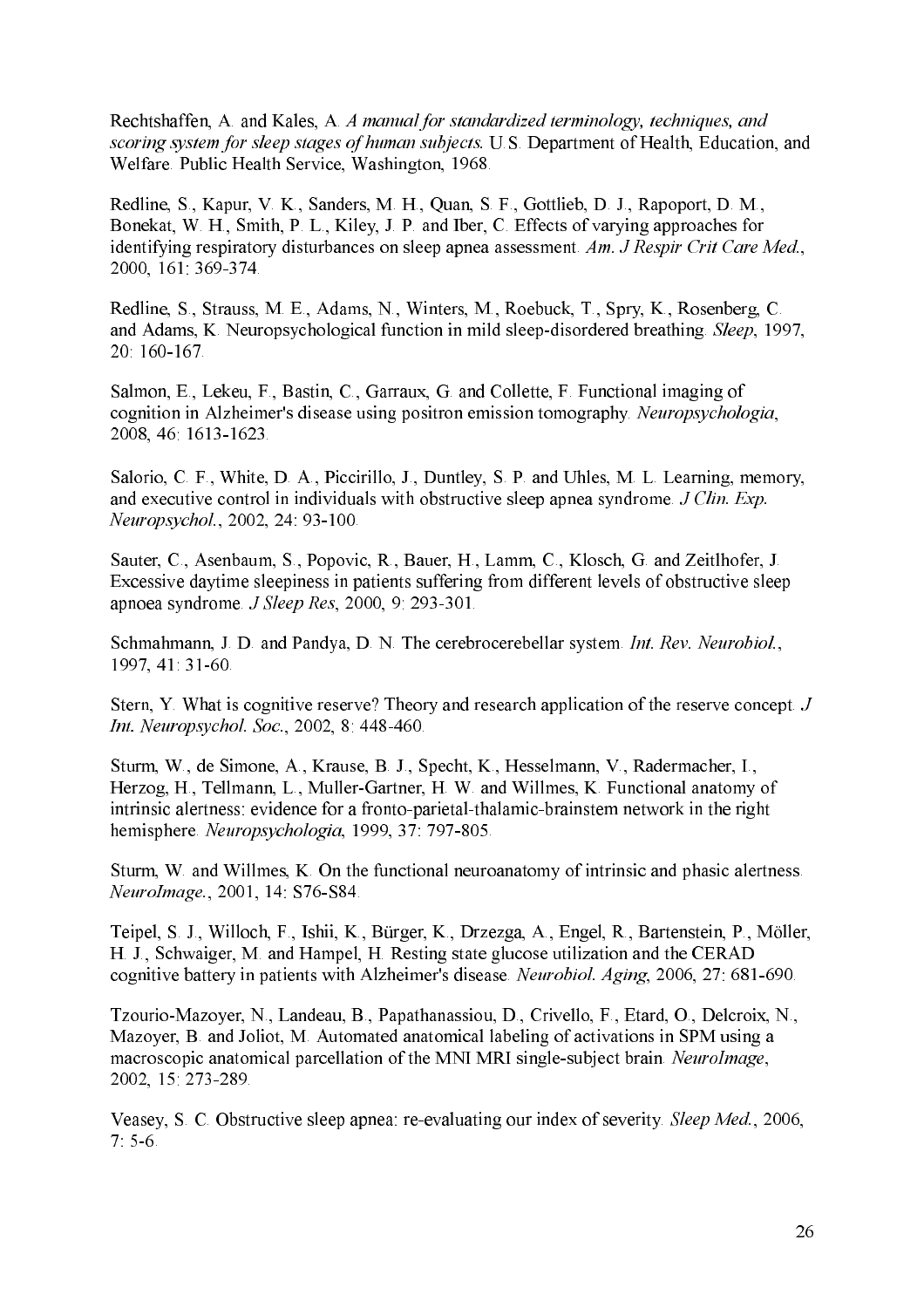Rechtshaffen, A. and Kales, A. *A manual for standardized terminology, techniques, and scoring system for sleep stages of human subjects.* U.S. Department of Health, Education, and Welfare. Public Health Service, Washington, 1968.

Redline, S., Kapur, V. K., Sanders, M. H., Quan, S. F., Gottlieb, D. J., Rapoport, D. M., Bonekat, W. H., Smith, P. L., Kiley, J. P. and Iber, C. Effects of varying approaches for identifying respiratory disturbances on sleep apnea assessment. *Am. J Respir Crit Care Med.*, 2000, 161: 369-374.

Redline, S., Strauss, M. E., Adams, N., Winters, M., Roebuck, T., Spry, K., Rosenberg, C. and Adams, K. Neuropsychological function in mild sleep-disordered breathing. *Sleep*, 1997, 20: 160-167.

Salmon, E., Lekeu, F., Bastin, C., Garraux, G. and Collette, F. Functional imaging of cognition in Alzheimer's disease using positron emission tomography. *Neuropsychologia*, 2008, 46: 1613-1623.

Salorio, C. F., White, D. A., Piccirillo, J., Duntley, S. P. and Uhles, M. L. Learning, memory, and executive control in individuals with obstructive sleep apnea syndrome. *J Clin. Exp. Neuropsychol.*, 2002, 24: 93-100.

Sauter, C., Asenbaum, S., Popovic, R., Bauer, H., Lamm, C., Klosch, G. and Zeitlhofer, J. Excessive daytime sleepiness in patients suffering from different levels of obstructive sleep apnoea syndrome. *J Sleep Res*, 2000, 9: 293-301.

Schmahmann, J. D. and Pandya, D. N. The cerebrocerebellar system. *Int. Rev. Neurobiol.*, 1997, 41: 31-60.

Stern, Y. What is cognitive reserve? Theory and research application of the reserve concept. *J Int. Neuropsychol. Soc.*, 2002, 8: 448-460.

Sturm, W., de Simone, A., Krause, B. J., Specht, K., Hesselmann, V., Radermacher, I., Herzog, H., Tellmann, L., Muller-Gartner, H. W. and Willmes, K. Functional anatomy of intrinsic alertness: evidence for a fronto-parietal-thalamic-brainstem network in the right hemisphere. *Neuropsychologia*, 1999, 37: 797-805.

Sturm, W. and Willmes, K. On the functional neuroanatomy of intrinsic and phasic alertness. *NeuroImage.*, 2001, 14: S76-S84.

Teipel, S. J., Willoch, F., Ishii, K., Bürger, K., Drzezga, A., Engel, R., Bartenstein, P., Möller, H. J., Schwaiger, M. and Hampel, H. Resting state glucose utilization and the CERAD cognitive battery in patients with Alzheimer's disease. *Neurobiol. Aging*, 2006, 27: 681-690.

Tzourio-Mazoyer, N., Landeau, B., Papathanassiou, D., Crivello, F., Etard, O., Delcroix, N., Mazoyer, B. and Joliot, M. Automated anatomical labeling of activations in SPM using a macroscopic anatomical parcellation of the MNI MRI single-subject brain. *NeuroImage*, 2002, 15: 273-289.

Veasey, S. C. Obstructive sleep apnea: re-evaluating our index of severity. *Sleep Med.*, 2006, 7: 5-6.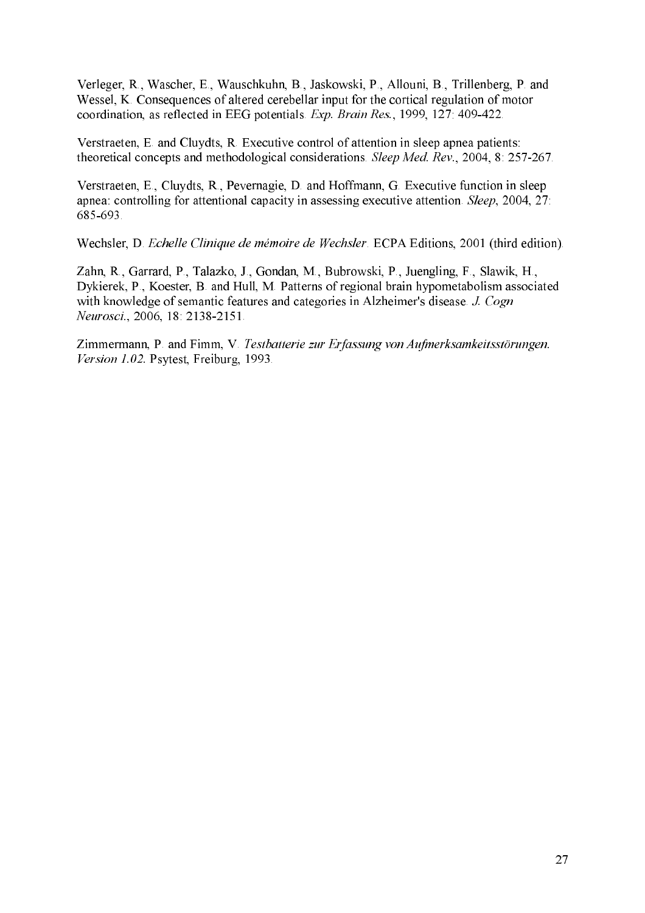Verleger, R., Wascher, E., Wauschkuhn, B., Jaskowski, P., Allouni, B., Trillenberg, P. and Wessel, K. Consequences of altered cerebellar input for the cortical regulation of motor coordination, as reflected in EEG potentials. *Exp. Brain Res.*, 1999, 127: 409-422.

Verstraeten, E. and Cluydts, R. Executive control of attention in sleep apnea patients: theoretical concepts and methodological considerations. *Sleep Med. Rev.*, 2004, 8: 257-267.

Verstraeten, E., Cluydts, R., Pevernagie, D. and Hoffmann, G. Executive function in sleep apnea: controlling for attentional capacity in assessing executive attention. *Sleep*, 2004, 27: 685-693.

Wechsler, D. *Echelle Clinique de mémoire de Wechsler*. ECPA Editions, 2001 (third edition).

Zahn, R., Garrard, P., Talazko, J., Gondan, M., Bubrowski, P., Juengling, F., Slawik, H., Dykierek, P., Koester, B. and Hull, M. Patterns of regional brain hypometabolism associated with knowledge of semantic features and categories in Alzheimer's disease. *J. Cogn Neurosci.*, 2006, 18: 2138-2151.

Zimmermann, P. and Fimm, V. *Testbatterie zur Erfassung von Aufmerksamkeitsstörungen. Version 1.02.* Psytest, Freiburg, 1993.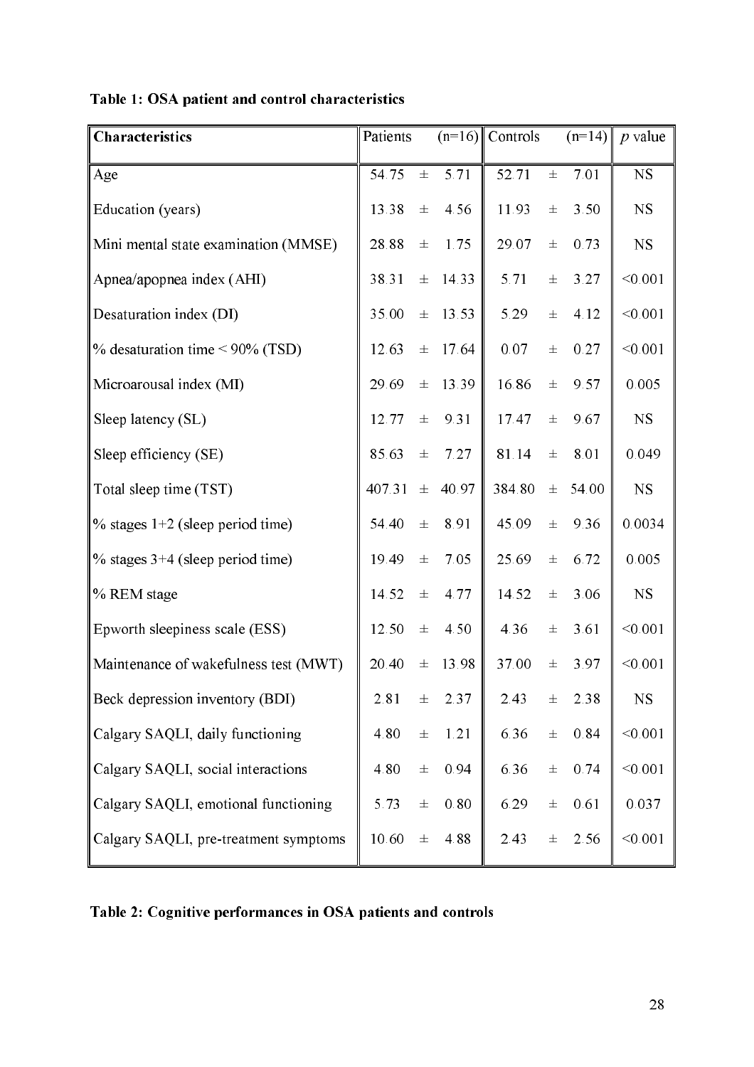**Table 1: OSA patient and control characteristics**

| Characteristics | Patients (n=16) | Controls (n=14) | *p* value |
|---|---|---|---|
| Age | 54.75 ± 5.71 | 52.71 ± 7.01 | NS |
| Education (years) | 13.38 ± 4.56 | 11.93 ± 3.50 | NS |
| Mini mental state examination (MMSE) | 28.88 ± 1.75 | 29.07 ± 0.73 | NS |
| Apnea/apopnea index (AHI) | 38.31 ± 14.33 | 5.71 ± 3.27 | <0.001 |
| Desaturation index (DI) | 35.00 ± 13.53 | 5.29 ± 4.12 | <0.001 |
| % desaturation time < 90% (TSD) | 12.63 ± 17.64 | 0.07 ± 0.27 | <0.001 |
| Microarousal index (MI) | 29.69 ± 13.39 | 16.86 ± 9.57 | 0.005 |
| Sleep latency (SL) | 12.77 ± 9.31 | 17.47 ± 9.67 | NS |
| Sleep efficiency (SE) | 85.63 ± 7.27 | 81.14 ± 8.01 | 0.049 |
| Total sleep time (TST) | 407.31 ± 40.97 | 384.80 ± 54.00 | NS |
| % stages 1+2 (sleep period time) | 54.40 ± 8.91 | 45.09 ± 9.36 | 0.0034 |
| % stages 3+4 (sleep period time) | 19.49 ± 7.05 | 25.69 ± 6.72 | 0.005 |
| % REM stage | 14.52 ± 4.77 | 14.52 ± 3.06 | NS |
| Epworth sleepiness scale (ESS) | 12.50 ± 4.50 | 4.36 ± 3.61 | <0.001 |
| Maintenance of wakefulness test (MWT) | 20.40 ± 13.98 | 37.00 ± 3.97 | <0.001 |
| Beck depression inventory (BDI) | 2.81 ± 2.37 | 2.43 ± 2.38 | NS |
| Calgary SAQLI, daily functioning | 4.80 ± 1.21 | 6.36 ± 0.84 | <0.001 |
| Calgary SAQLI, social interactions | 4.80 ± 0.94 | 6.36 ± 0.74 | <0.001 |
| Calgary SAQLI, emotional functioning | 5.73 ± 0.80 | 6.29 ± 0.61 | 0.037 |
| Calgary SAQLI, pre-treatment symptoms | 10.60 ± 4.88 | 2.43 ± 2.56 | <0.001 |

**Table 2: Cognitive performances in OSA patients and controls**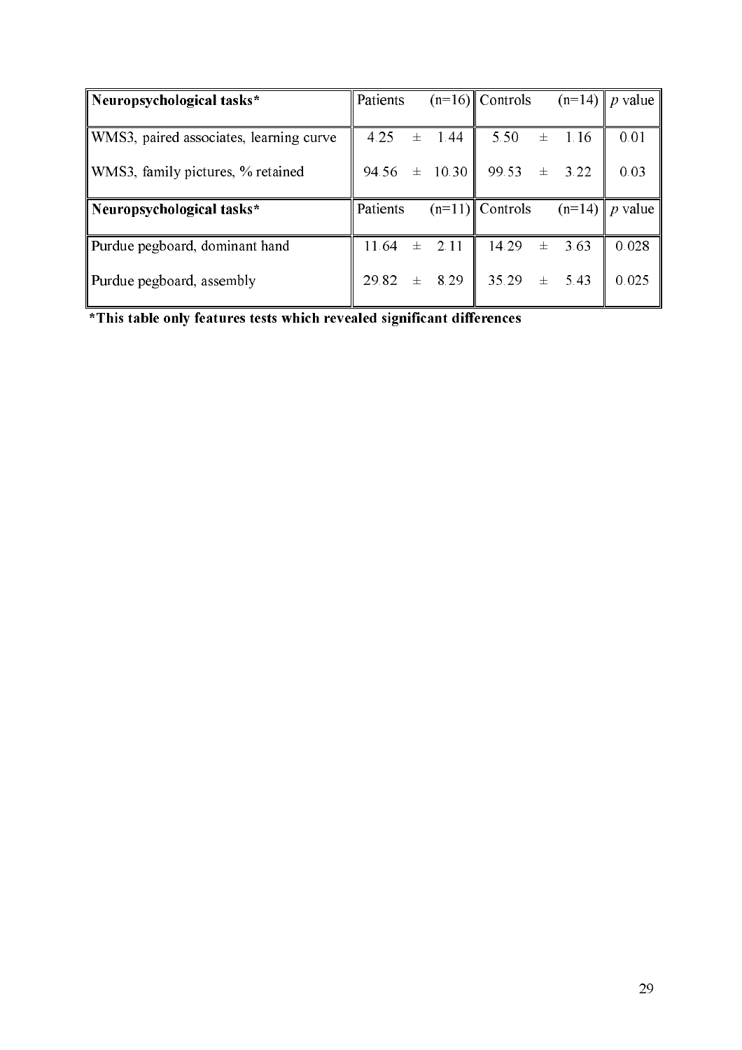| **Neuropsychological tasks*** | Patients (n=16) | Controls (n=14) | *p* value |
|---|---|---|---|
| WMS3, paired associates, learning curve | 4.25 ± 1.44 | 5.50 ± 1.16 | 0.01 |
| WMS3, family pictures, % retained | 94.56 ± 10.30 | 99.53 ± 3.22 | 0.03 |
| **Neuropsychological tasks*** | Patients (n=11) | Controls (n=14) | *p* value |
| Purdue pegboard, dominant hand | 11.64 ± 2.11 | 14.29 ± 3.63 | 0.028 |
| Purdue pegboard, assembly | 29.82 ± 8.29 | 35.29 ± 5.43 | 0.025 |

**\*This table only features tests which revealed significant differences**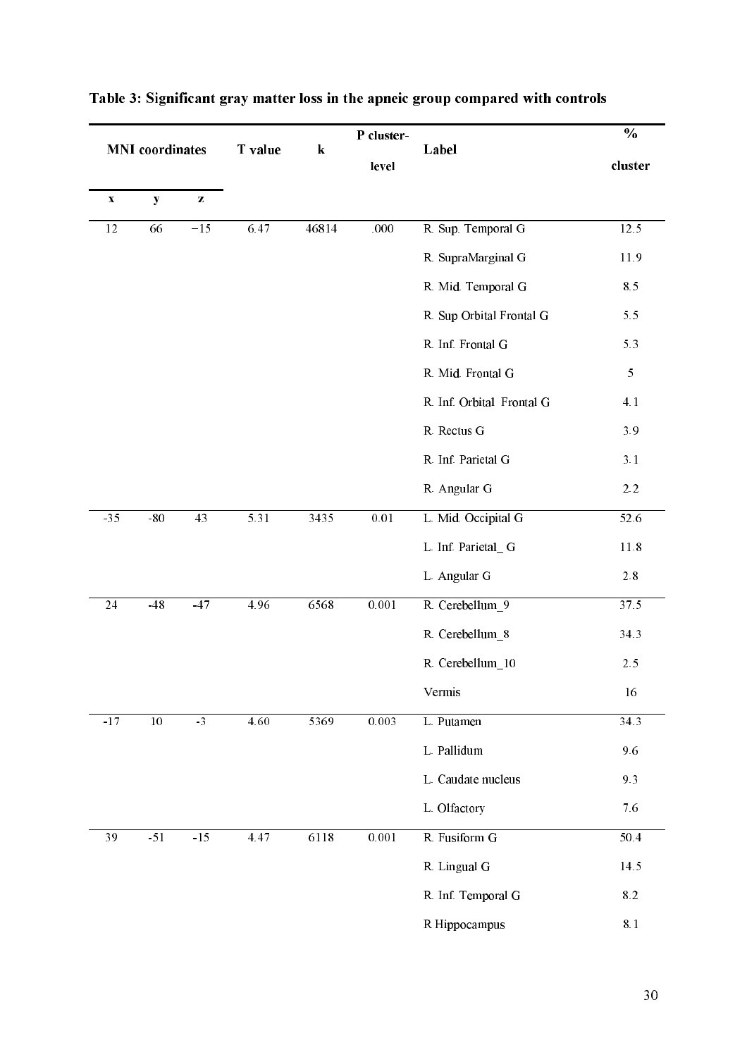**Table 3: Significant gray matter loss in the apneic group compared with controls**

| MNI coordinates | | | T value | k | P cluster-level | Label | % cluster |
|---|---|---|---|---|---|---|---|
| x | y | z | | | | | |
| 12 | 66 | −15 | 6.47 | 46814 | .000 | R. Sup. Temporal G | 12.5 |
| | | | | | | R. SupraMarginal G | 11.9 |
| | | | | | | R. Mid. Temporal G | 8.5 |
| | | | | | | R. Sup Orbital Frontal G | 5.5 |
| | | | | | | R. Inf. Frontal G | 5.3 |
| | | | | | | R. Mid. Frontal G | 5 |
| | | | | | | R. Inf. Orbital Frontal G | 4.1 |
| | | | | | | R. Rectus G | 3.9 |
| | | | | | | R. Inf. Parietal G | 3.1 |
| | | | | | | R. Angular G | 2.2 |
| -35 | -80 | 43 | 5.31 | 3435 | 0.01 | L. Mid. Occipital G | 52.6 |
| | | | | | | L. Inf. Parietal_ G | 11.8 |
| | | | | | | L. Angular G | 2.8 |
| 24 | -48 | -47 | 4.96 | 6568 | 0.001 | R. Cerebellum_9 | 37.5 |
| | | | | | | R. Cerebellum_8 | 34.3 |
| | | | | | | R. Cerebellum_10 | 2.5 |
| | | | | | | Vermis | 16 |
| -17 | 10 | -3 | 4.60 | 5369 | 0.003 | L. Putamen | 34.3 |
| | | | | | | L. Pallidum | 9.6 |
| | | | | | | L. Caudate nucleus | 9.3 |
| | | | | | | L. Olfactory | 7.6 |
| 39 | -51 | -15 | 4.47 | 6118 | 0.001 | R. Fusiform G | 50.4 |
| | | | | | | R. Lingual G | 14.5 |
| | | | | | | R. Inf. Temporal G | 8.2 |
| | | | | | | R Hippocampus | 8.1 |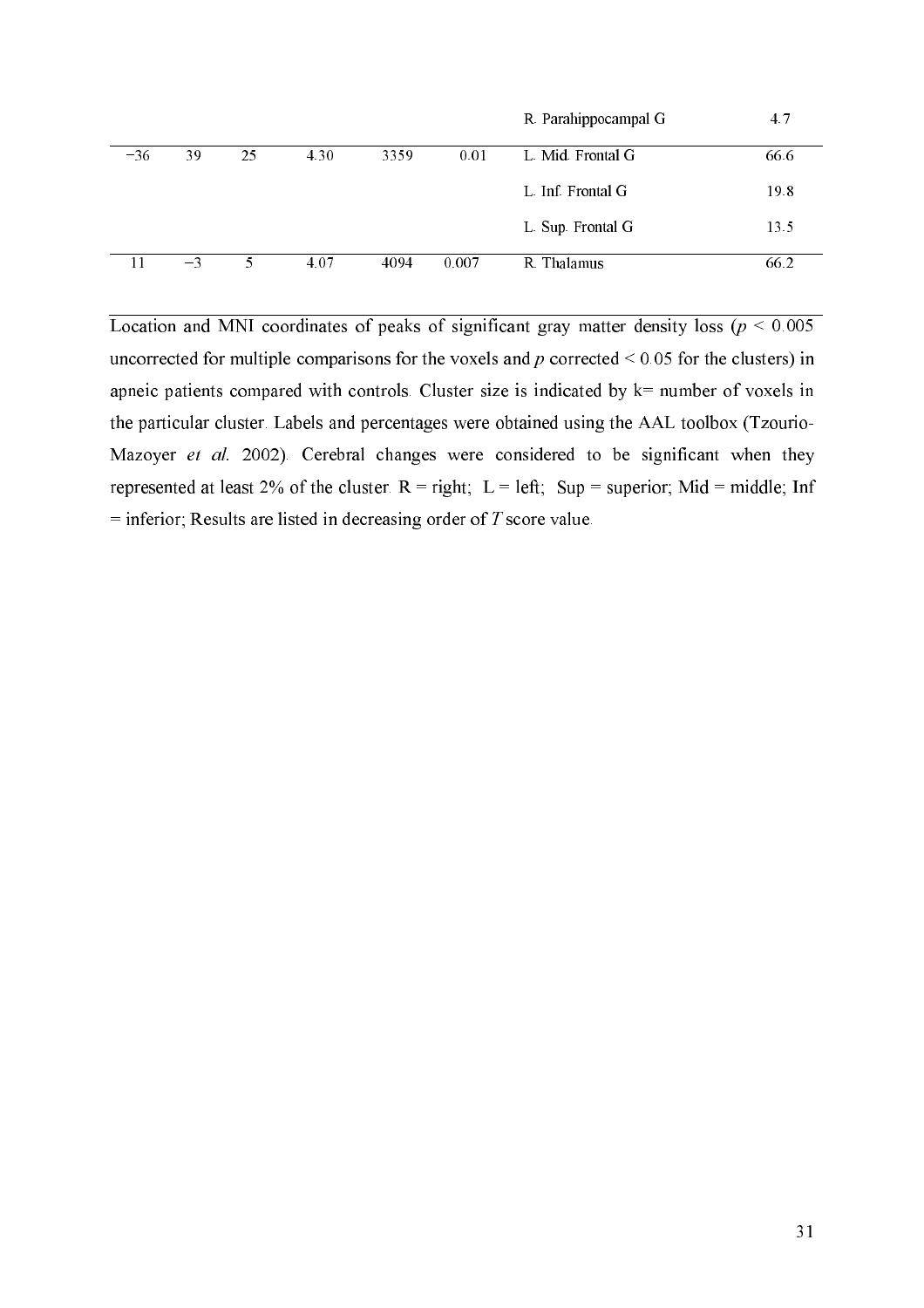| | | | | | | | |
|---|---|---|---|---|---|---|---|
| | | | | | | R. Parahippocampal G | 4.7 |
| −36 | 39 | 25 | 4.30 | 3359 | 0.01 | L. Mid. Frontal G | 66.6 |
| | | | | | | L. Inf. Frontal G | 19.8 |
| | | | | | | L. Sup. Frontal G | 13.5 |
| 11 | −3 | 5 | 4.07 | 4094 | 0.007 | R. Thalamus | 66.2 |

Location and MNI coordinates of peaks of significant gray matter density loss ($p < 0.005$ uncorrected for multiple comparisons for the voxels and $p$ corrected $< 0.05$ for the clusters) in apneic patients compared with controls. Cluster size is indicated by k= number of voxels in the particular cluster. Labels and percentages were obtained using the AAL toolbox (Tzourio-Mazoyer *et al.* 2002). Cerebral changes were considered to be significant when they represented at least 2% of the cluster. R = right; L = left; Sup = superior; Mid = middle; Inf = inferior; Results are listed in decreasing order of $T$ score value.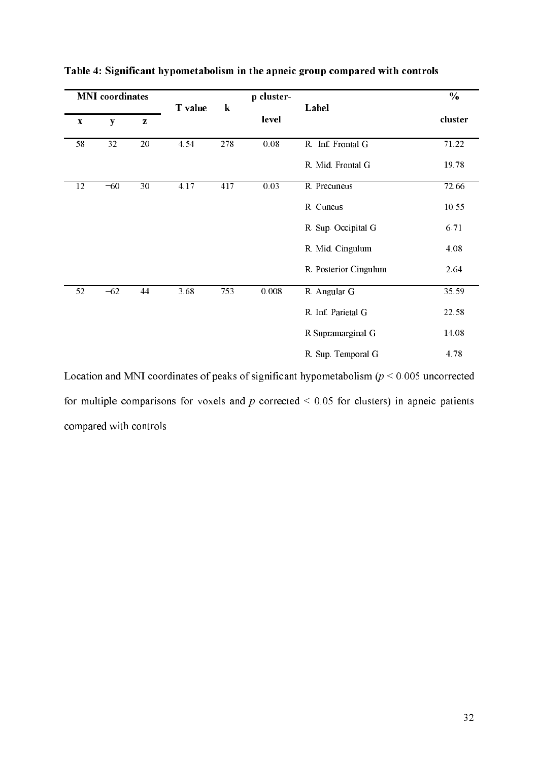**Table 4: Significant hypometabolism in the apneic group compared with controls**

| MNI coordinates | | | T value | k | p cluster-level | Label | % cluster |
|---|---|---|---|---|---|---|---|
| x | y | z | | | | | |
| 58 | 32 | 20 | 4.54 | 278 | 0.08 | R. Inf. Frontal G | 71.22 |
| | | | | | | R. Mid. Frontal G | 19.78 |
| 12 | −60 | 30 | 4.17 | 417 | 0.03 | R. Precuneus | 72.66 |
| | | | | | | R. Cuneus | 10.55 |
| | | | | | | R. Sup. Occipital G | 6.71 |
| | | | | | | R. Mid. Cingulum | 4.08 |
| | | | | | | R. Posterior Cingulum | 2.64 |
| 52 | −62 | 44 | 3.68 | 753 | 0.008 | R. Angular G | 35.59 |
| | | | | | | R. Inf. Parietal G | 22.58 |
| | | | | | | R Supramarginal G | 14.08 |
| | | | | | | R. Sup. Temporal G | 4.78 |

Location and MNI coordinates of peaks of significant hypometabolism ($p < 0.005$ uncorrected for multiple comparisons for voxels and $p$ corrected $< 0.05$ for clusters) in apneic patients compared with controls.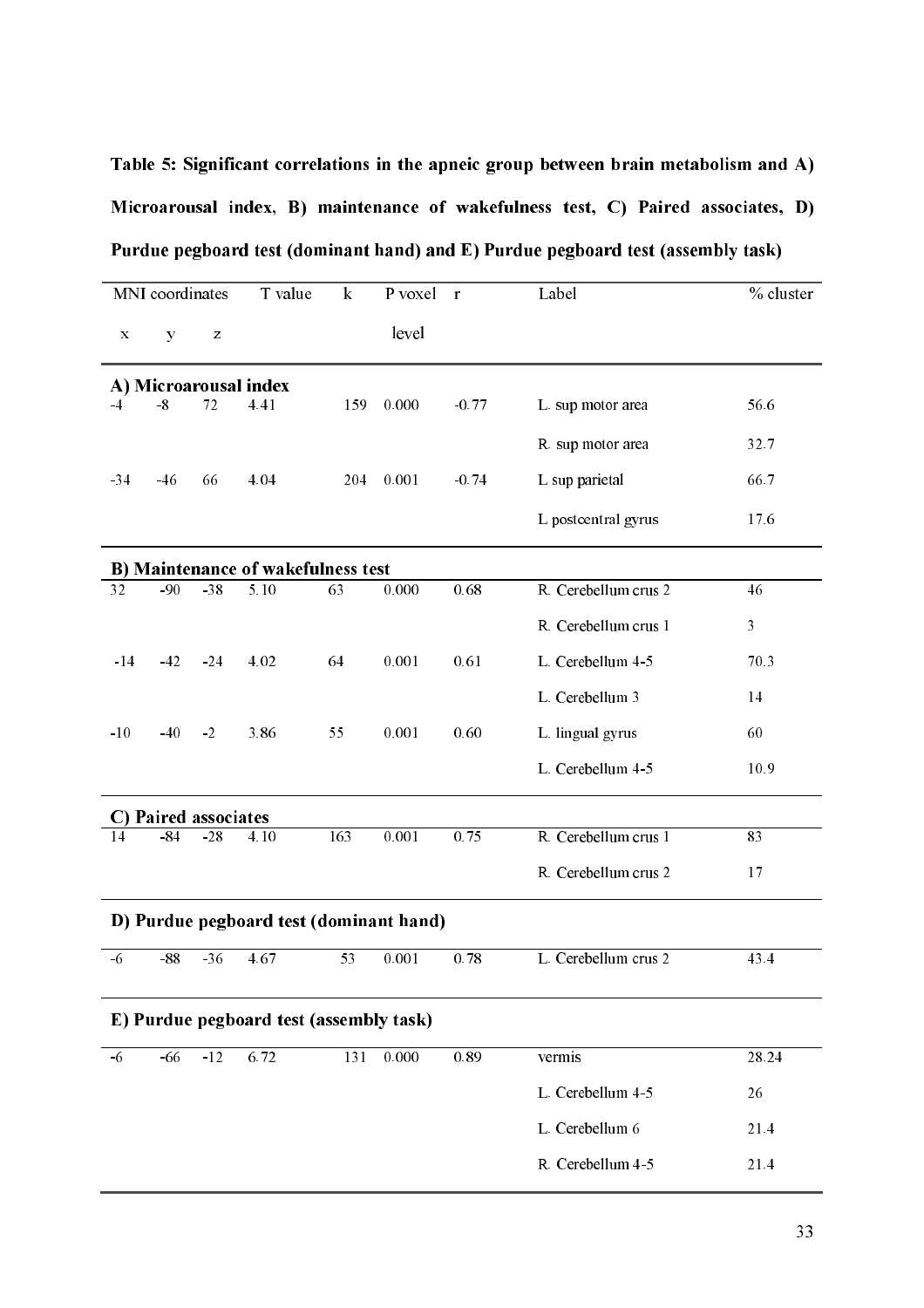**Table 5: Significant correlations in the apneic group between brain metabolism and A) Microarousal index, B) maintenance of wakefulness test, C) Paired associates, D) Purdue pegboard test (dominant hand) and E) Purdue pegboard test (assembly task)**

| MNI coordinates x | y | z | T value | k | P voxel level | r | Label | % cluster |
|---|---|---|---|---|---|---|---|---|
| **A) Microarousal index** | | | | | | | | |
| -4 | -8 | 72 | 4.41 | 159 | 0.000 | -0.77 | L. sup motor area | 56.6 |
| | | | | | | | R. sup motor area | 32.7 |
| -34 | -46 | 66 | 4.04 | 204 | 0.001 | -0.74 | L sup parietal | 66.7 |
| | | | | | | | L postcentral gyrus | 17.6 |
| **B) Maintenance of wakefulness test** | | | | | | | | |
| 32 | -90 | -38 | 5.10 | 63 | 0.000 | 0.68 | R. Cerebellum crus 2 | 46 |
| | | | | | | | R. Cerebellum crus 1 | 3 |
| -14 | -42 | -24 | 4.02 | 64 | 0.001 | 0.61 | L. Cerebellum 4-5 | 70.3 |
| | | | | | | | L. Cerebellum 3 | 14 |
| -10 | -40 | -2 | 3.86 | 55 | 0.001 | 0.60 | L. lingual gyrus | 60 |
| | | | | | | | L. Cerebellum 4-5 | 10.9 |
| **C) Paired associates** | | | | | | | | |
| 14 | -84 | -28 | 4.10 | 163 | 0.001 | 0.75 | R. Cerebellum crus 1 | 83 |
| | | | | | | | R. Cerebellum crus 2 | 17 |
| **D) Purdue pegboard test (dominant hand)** | | | | | | | | |
| -6 | -88 | -36 | 4.67 | 53 | 0.001 | 0.78 | L. Cerebellum crus 2 | 43.4 |
| **E) Purdue pegboard test (assembly task)** | | | | | | | | |
| -6 | -66 | -12 | 6.72 | 131 | 0.000 | 0.89 | vermis | 28.24 |
| | | | | | | | L. Cerebellum 4-5 | 26 |
| | | | | | | | L. Cerebellum 6 | 21.4 |
| | | | | | | | R. Cerebellum 4-5 | 21.4 |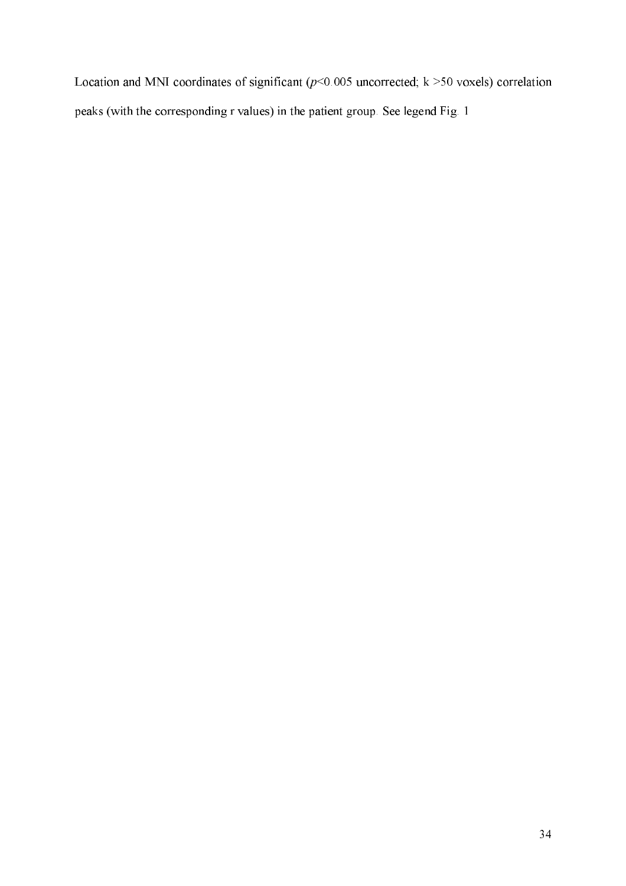Location and MNI coordinates of significant ($p$<0.005 uncorrected; k >50 voxels) correlation peaks (with the corresponding r values) in the patient group. See legend Fig. 1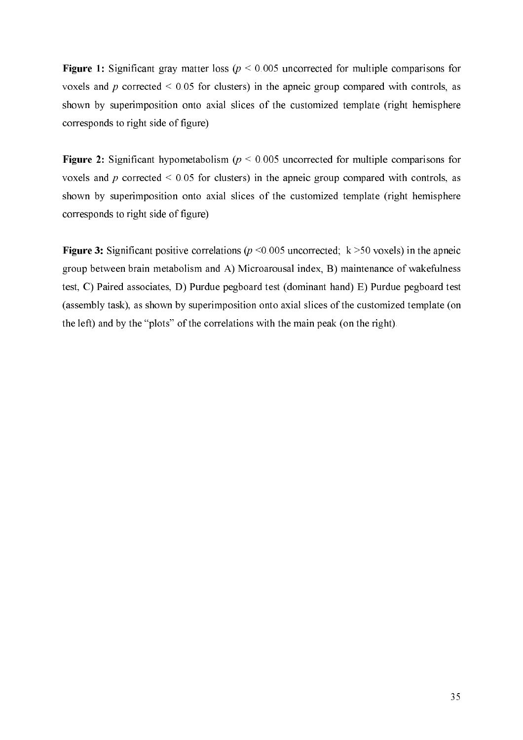**Figure 1:** Significant gray matter loss ($p < 0.005$ uncorrected for multiple comparisons for voxels and $p$ corrected $< 0.05$ for clusters) in the apneic group compared with controls, as shown by superimposition onto axial slices of the customized template (right hemisphere corresponds to right side of figure)

**Figure 2:** Significant hypometabolism ($p < 0.005$ uncorrected for multiple comparisons for voxels and $p$ corrected $< 0.05$ for clusters) in the apneic group compared with controls, as shown by superimposition onto axial slices of the customized template (right hemisphere corresponds to right side of figure)

**Figure 3:** Significant positive correlations ($p < 0.005$ uncorrected; $k > 50$ voxels) in the apneic group between brain metabolism and A) Microarousal index, B) maintenance of wakefulness test, C) Paired associates, D) Purdue pegboard test (dominant hand) E) Purdue pegboard test (assembly task), as shown by superimposition onto axial slices of the customized template (on the left) and by the "plots" of the correlations with the main peak (on the right).